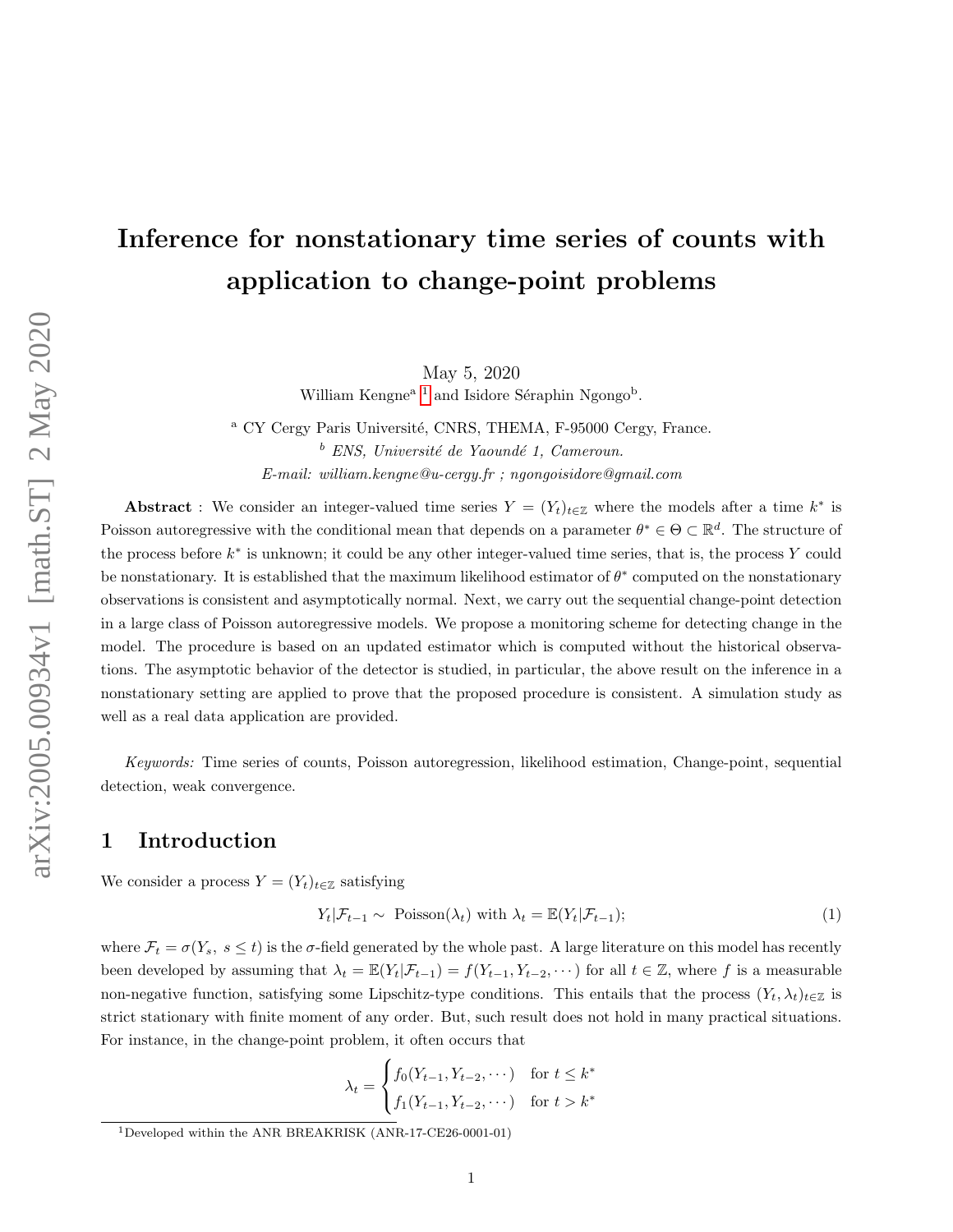# Inference for nonstationary time series of counts with application to change-point problems

May 5, 2020

William Kengne[a] [1] and Isidore Séraphin Ngongo[b].

[a] CY Cergy Paris Université, CNRS, THEMA, F-95000 Cergy, France.

[b] *ENS, Université de Yaoundé 1, Cameroun.*

*E-mail: william.kengne@u-cergy.fr ; ngongoisidore@gmail.com*

**Abstract** : We consider an integer-valued time series $Y = (Y_t)_{t\in\mathbb{Z}}$ where the models after a time $k^*$ is Poisson autoregressive with the conditional mean that depends on a parameter $\theta^* \in \Theta \subset \mathbb{R}^d$. The structure of the process before $k^*$ is unknown; it could be any other integer-valued time series, that is, the process $Y$ could be nonstationary. It is established that the maximum likelihood estimator of $\theta^*$ computed on the nonstationary observations is consistent and asymptotically normal. Next, we carry out the sequential change-point detection in a large class of Poisson autoregressive models. We propose a monitoring scheme for detecting change in the model. The procedure is based on an updated estimator which is computed without the historical observations. The asymptotic behavior of the detector is studied, in particular, the above result on the inference in a nonstationary setting are applied to prove that the proposed procedure is consistent. A simulation study as well as a real data application are provided.

*Keywords:* Time series of counts, Poisson autoregression, likelihood estimation, Change-point, sequential detection, weak convergence.

## 1 Introduction

We consider a process $Y = (Y_t)_{t\in\mathbb{Z}}$ satisfying

$$Y_t|\mathcal{F}_{t-1} \sim \text{ Poisson}(\lambda_t) \text{ with } \lambda_t = \mathbb{E}(Y_t|\mathcal{F}_{t-1}); \tag{1}$$

where $\mathcal{F}_t = \sigma(Y_s,\ s \le t)$ is the $\sigma$-field generated by the whole past. A large literature on this model has recently been developed by assuming that $\lambda_t = \mathbb{E}(Y_t|\mathcal{F}_{t-1}) = f(Y_{t-1}, Y_{t-2}, \cdots)$ for all $t \in \mathbb{Z}$, where $f$ is a measurable non-negative function, satisfying some Lipschitz-type conditions. This entails that the process $(Y_t, \lambda_t)_{t\in\mathbb{Z}}$ is strict stationary with finite moment of any order. But, such result does not hold in many practical situations. For instance, in the change-point problem, it often occurs that

$$\lambda_t = \begin{cases} f_0(Y_{t-1}, Y_{t-2}, \cdots) & \text{for } t \le k^* \\ f_1(Y_{t-1}, Y_{t-2}, \cdots) & \text{for } t > k^* \end{cases}$$

[1] Developed within the ANR BREAKRISK (ANR-17-CE26-0001-01)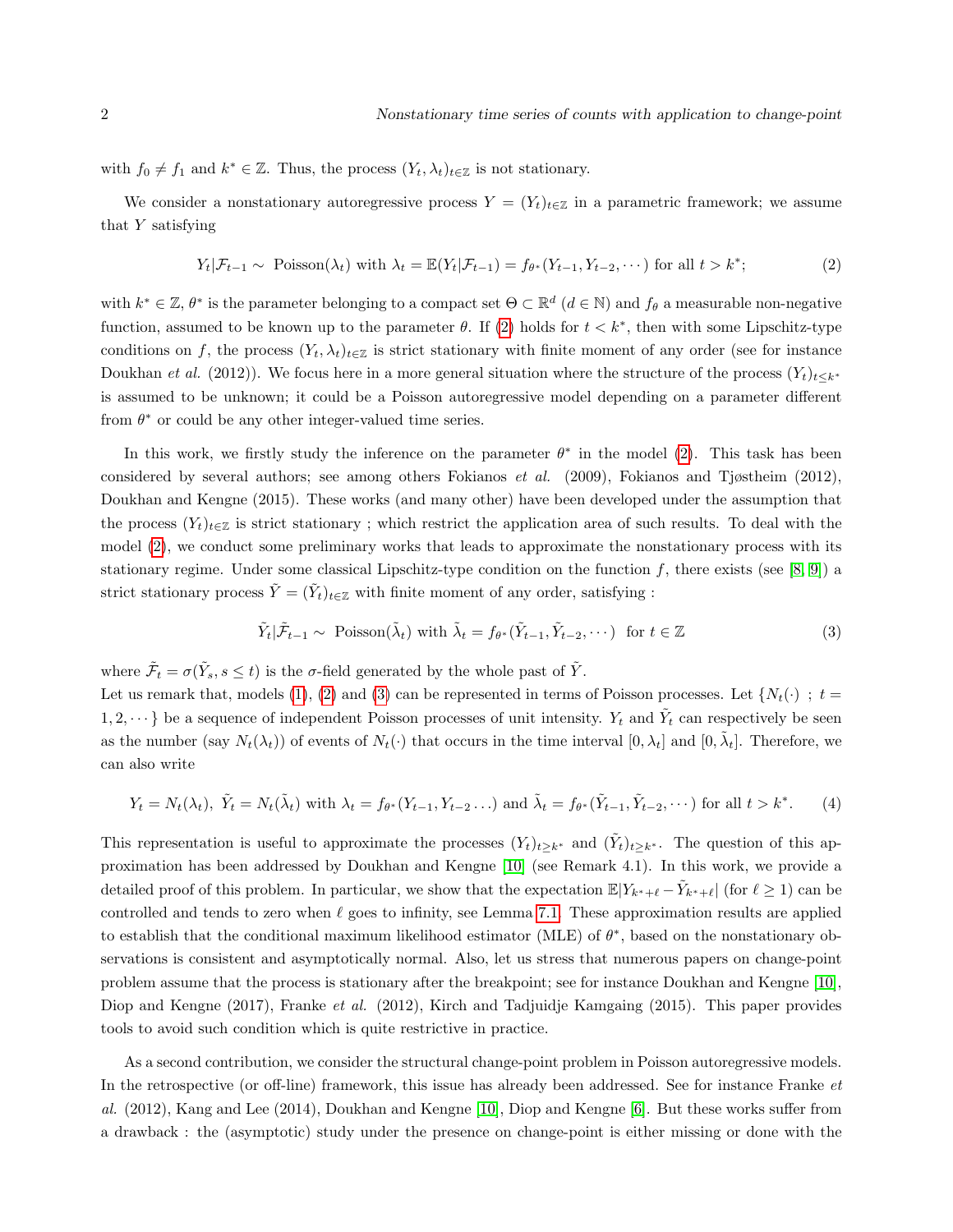with $f_0 \neq f_1$ and $k^* \in \mathbb{Z}$. Thus, the process $(Y_t, \lambda_t)_{t\in\mathbb{Z}}$ is not stationary.

We consider a nonstationary autoregressive process $Y = (Y_t)_{t\in\mathbb{Z}}$ in a parametric framework; we assume that $Y$ satisfying

$$Y_t|\mathcal{F}_{t-1} \sim \text{ Poisson}(\lambda_t) \text{ with } \lambda_t = \mathbb{E}(Y_t|\mathcal{F}_{t-1}) = f_{\theta^*}(Y_{t-1}, Y_{t-2}, \cdots) \text{ for all } t > k^*; \tag{2}$$

with $k^* \in \mathbb{Z}$, $\theta^*$ is the parameter belonging to a compact set $\Theta \subset \mathbb{R}^d$ ($d \in \mathbb{N}$) and $f_\theta$ a measurable non-negative function, assumed to be known up to the parameter $\theta$. If (2) holds for $t < k^*$, then with some Lipschitz-type conditions on $f$, the process $(Y_t, \lambda_t)_{t\in\mathbb{Z}}$ is strict stationary with finite moment of any order (see for instance Doukhan *et al.* (2012)). We focus here in a more general situation where the structure of the process $(Y_t)_{t\leq k^*}$ is assumed to be unknown; it could be a Poisson autoregressive model depending on a parameter different from $\theta^*$ or could be any other integer-valued time series.

In this work, we firstly study the inference on the parameter $\theta^*$ in the model (2). This task has been considered by several authors; see among others Fokianos *et al.* (2009), Fokianos and Tjøstheim (2012), Doukhan and Kengne (2015). These works (and many other) have been developed under the assumption that the process $(Y_t)_{t\in\mathbb{Z}}$ is strict stationary ; which restrict the application area of such results. To deal with the model (2), we conduct some preliminary works that leads to approximate the nonstationary process with its stationary regime. Under some classical Lipschitz-type condition on the function $f$, there exists (see [8, 9]) a strict stationary process $\tilde{Y} = (\tilde{Y}_t)_{t\in\mathbb{Z}}$ with finite moment of any order, satisfying :

$$\tilde{Y}_t|\tilde{\mathcal{F}}_{t-1} \sim \text{ Poisson}(\tilde{\lambda}_t) \text{ with } \tilde{\lambda}_t = f_{\theta^*}(\tilde{Y}_{t-1}, \tilde{Y}_{t-2}, \cdots) \text{ for } t \in \mathbb{Z} \tag{3}$$

where $\tilde{\mathcal{F}}_t = \sigma(\tilde{Y}_s, s \leq t)$ is the $\sigma$-field generated by the whole past of $\tilde{Y}$.
Let us remark that, models (1), (2) and (3) can be represented in terms of Poisson processes. Let $\{N_t(\cdot)\ ;\ t = 1, 2, \cdots\}$ be a sequence of independent Poisson processes of unit intensity. $Y_t$ and $\tilde{Y}_t$ can respectively be seen as the number (say $N_t(\lambda_t)$) of events of $N_t(\cdot)$ that occurs in the time interval $[0, \lambda_t]$ and $[0, \tilde{\lambda}_t]$. Therefore, we can also write

$$Y_t = N_t(\lambda_t),\ \tilde{Y}_t = N_t(\tilde{\lambda}_t) \text{ with } \lambda_t = f_{\theta^*}(Y_{t-1}, Y_{t-2}\ldots) \text{ and } \tilde{\lambda}_t = f_{\theta^*}(\tilde{Y}_{t-1}, \tilde{Y}_{t-2}, \cdots) \text{ for all } t > k^*. \tag{4}$$

This representation is useful to approximate the processes $(Y_t)_{t\geq k^*}$ and $(\tilde{Y}_t)_{t\geq k^*}$. The question of this approximation has been addressed by Doukhan and Kengne [10] (see Remark 4.1). In this work, we provide a detailed proof of this problem. In particular, we show that the expectation $\mathbb{E}|Y_{k^*+\ell} - \tilde{Y}_{k^*+\ell}|$ (for $\ell \geq 1$) can be controlled and tends to zero when $\ell$ goes to infinity, see Lemma 7.1. These approximation results are applied to establish that the conditional maximum likelihood estimator (MLE) of $\theta^*$, based on the nonstationary observations is consistent and asymptotically normal. Also, let us stress that numerous papers on change-point problem assume that the process is stationary after the breakpoint; see for instance Doukhan and Kengne [10], Diop and Kengne (2017), Franke *et al.* (2012), Kirch and Tadjuidje Kamgaing (2015). This paper provides tools to avoid such condition which is quite restrictive in practice.

As a second contribution, we consider the structural change-point problem in Poisson autoregressive models. In the retrospective (or off-line) framework, this issue has already been addressed. See for instance Franke *et al.* (2012), Kang and Lee (2014), Doukhan and Kengne [10], Diop and Kengne [6]. But these works suffer from a drawback : the (asymptotic) study under the presence on change-point is either missing or done with the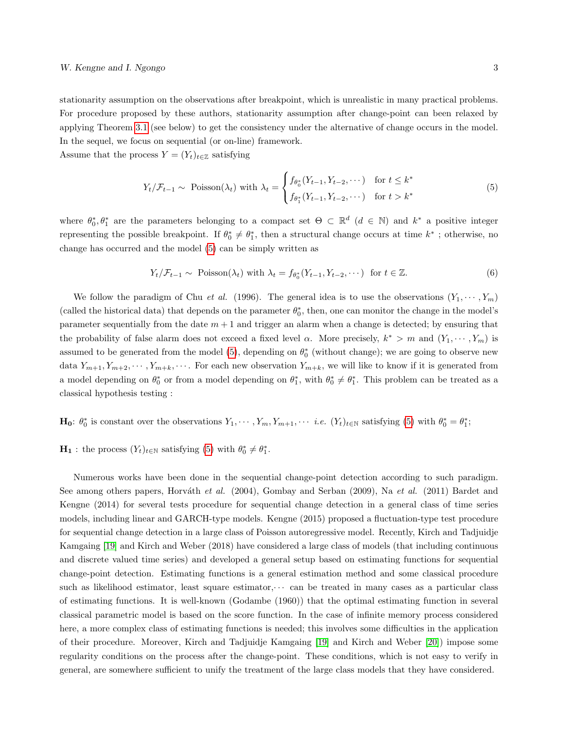stationarity assumption on the observations after breakpoint, which is unrealistic in many practical problems. For procedure proposed by these authors, stationarity assumption after change-point can been relaxed by applying Theorem 3.1 (see below) to get the consistency under the alternative of change occurs in the model. In the sequel, we focus on sequential (or on-line) framework.

Assume that the process $Y = (Y_t)_{t\in\mathbb{Z}}$ satisfying

$$Y_t/\mathcal{F}_{t-1} \sim \text{ Poisson}(\lambda_t) \text{ with } \lambda_t = \begin{cases} f_{\theta_0^*}(Y_{t-1}, Y_{t-2}, \cdots) & \text{for } t \leq k^* \\ f_{\theta_1^*}(Y_{t-1}, Y_{t-2}, \cdots) & \text{for } t > k^* \end{cases} \tag{5}$$

where $\theta_0^*, \theta_1^*$ are the parameters belonging to a compact set $\Theta \subset \mathbb{R}^d$ ($d \in \mathbb{N}$) and $k^*$ a positive integer representing the possible breakpoint. If $\theta_0^* \neq \theta_1^*$, then a structural change occurs at time $k^*$ ; otherwise, no change has occurred and the model (5) can be simply written as

$$Y_t/\mathcal{F}_{t-1} \sim \text{ Poisson}(\lambda_t) \text{ with } \lambda_t = f_{\theta_0^*}(Y_{t-1}, Y_{t-2}, \cdots) \text{ for } t \in \mathbb{Z}. \tag{6}$$

We follow the paradigm of Chu *et al.* (1996). The general idea is to use the observations $(Y_1, \cdots, Y_m)$ (called the historical data) that depends on the parameter $\theta_0^*$, then, one can monitor the change in the model's parameter sequentially from the date $m+1$ and trigger an alarm when a change is detected; by ensuring that the probability of false alarm does not exceed a fixed level $\alpha$. More precisely, $k^* > m$ and $(Y_1, \cdots, Y_m)$ is assumed to be generated from the model (5), depending on $\theta_0^*$ (without change); we are going to observe new data $Y_{m+1}, Y_{m+2}, \cdots, Y_{m+k}, \cdots$. For each new observation $Y_{m+k}$, we will like to know if it is generated from a model depending on $\theta_0^*$ or from a model depending on $\theta_1^*$, with $\theta_0^* \neq \theta_1^*$. This problem can be treated as a classical hypothesis testing :

$\mathbf{H_0}$: $\theta_0^*$ is constant over the observations $Y_1, \cdots, Y_m, Y_{m+1}, \cdots$ *i.e.* $(Y_t)_{t\in\mathbb{N}}$ satisfying (5) with $\theta_0^* = \theta_1^*$;

$\mathbf{H_1}$ : the process $(Y_t)_{t\in\mathbb{N}}$ satisfying (5) with $\theta_0^* \neq \theta_1^*$.

Numerous works have been done in the sequential change-point detection according to such paradigm. See among others papers, Horváth *et al.* (2004), Gombay and Serban (2009), Na *et al.* (2011) Bardet and Kengne (2014) for several tests procedure for sequential change detection in a general class of time series models, including linear and GARCH-type models. Kengne (2015) proposed a fluctuation-type test procedure for sequential change detection in a large class of Poisson autoregressive model. Recently, Kirch and Tadjuidje Kamgaing [19] and Kirch and Weber (2018) have considered a large class of models (that including continuous and discrete valued time series) and developed a general setup based on estimating functions for sequential change-point detection. Estimating functions is a general estimation method and some classical procedure such as likelihood estimator, least square estimator,$\cdots$ can be treated in many cases as a particular class of estimating functions. It is well-known (Godambe (1960)) that the optimal estimating function in several classical parametric model is based on the score function. In the case of infinite memory process considered here, a more complex class of estimating functions is needed; this involves some difficulties in the application of their procedure. Moreover, Kirch and Tadjuidje Kamgaing [19] and Kirch and Weber [20]) impose some regularity conditions on the process after the change-point. These conditions, which is not easy to verify in general, are somewhere sufficient to unify the treatment of the large class models that they have considered.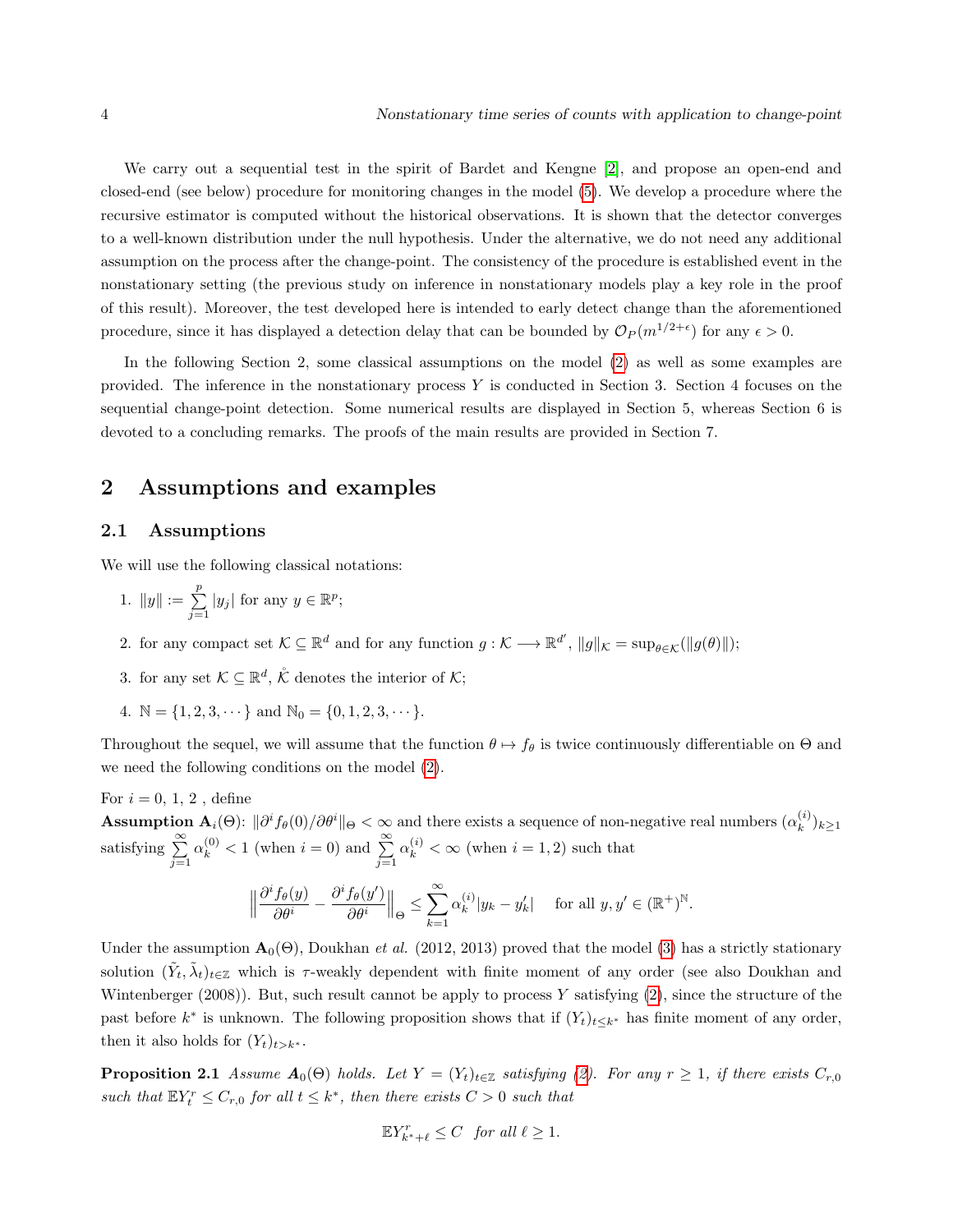We carry out a sequential test in the spirit of Bardet and Kengne [2], and propose an open-end and closed-end (see below) procedure for monitoring changes in the model (5). We develop a procedure where the recursive estimator is computed without the historical observations. It is shown that the detector converges to a well-known distribution under the null hypothesis. Under the alternative, we do not need any additional assumption on the process after the change-point. The consistency of the procedure is established event in the nonstationary setting (the previous study on inference in nonstationary models play a key role in the proof of this result). Moreover, the test developed here is intended to early detect change than the aforementioned procedure, since it has displayed a detection delay that can be bounded by $\mathcal{O}_P(m^{1/2+\epsilon})$ for any $\epsilon > 0$.

In the following Section 2, some classical assumptions on the model (2) as well as some examples are provided. The inference in the nonstationary process $Y$ is conducted in Section 3. Section 4 focuses on the sequential change-point detection. Some numerical results are displayed in Section 5, whereas Section 6 is devoted to a concluding remarks. The proofs of the main results are provided in Section 7.

## 2 Assumptions and examples

### 2.1 Assumptions

We will use the following classical notations:

1. $\|y\| := \sum_{j=1}^{p} |y_j|$ for any $y \in \mathbb{R}^p$;
2. for any compact set $\mathcal{K} \subseteq \mathbb{R}^d$ and for any function $g : \mathcal{K} \longrightarrow \mathbb{R}^{d'}$, $\|g\|_{\mathcal{K}} = \sup_{\theta \in \mathcal{K}}(\|g(\theta)\|)$;
3. for any set $\mathcal{K} \subseteq \mathbb{R}^d$, $\mathring{\mathcal{K}}$ denotes the interior of $\mathcal{K}$;
4. $\mathbb{N} = \{1, 2, 3, \cdots\}$ and $\mathbb{N}_0 = \{0, 1, 2, 3, \cdots\}$.

Throughout the sequel, we will assume that the function $\theta \mapsto f_\theta$ is twice continuously differentiable on $\Theta$ and we need the following conditions on the model (2).

For $i = 0, 1, 2$ , define

**Assumption $\mathbf{A}_i(\Theta)$**: $\|\partial^i f_\theta(0)/\partial\theta^i\|_\Theta < \infty$ and there exists a sequence of non-negative real numbers $(\alpha_k^{(i)})_{k\geq 1}$ satisfying $\sum_{j=1}^{\infty} \alpha_k^{(0)} < 1$ (when $i = 0$) and $\sum_{j=1}^{\infty} \alpha_k^{(i)} < \infty$ (when $i = 1, 2$) such that

$$\left\| \frac{\partial^i f_\theta(y)}{\partial\theta^i} - \frac{\partial^i f_\theta(y')}{\partial\theta^i} \right\|_\Theta \leq \sum_{k=1}^{\infty} \alpha_k^{(i)} |y_k - y'_k| \quad \text{ for all } y, y' \in (\mathbb{R}^+)^{\mathbb{N}}.$$

Under the assumption $\mathbf{A}_0(\Theta)$, Doukhan *et al.* (2012, 2013) proved that the model (3) has a strictly stationary solution $(\tilde{Y}_t, \tilde{\lambda}_t)_{t\in\mathbb{Z}}$ which is $\tau$-weakly dependent with finite moment of any order (see also Doukhan and Wintenberger (2008)). But, such result cannot be apply to process $Y$ satisfying (2), since the structure of the past before $k^*$ is unknown. The following proposition shows that if $(Y_t)_{t\leq k^*}$ has finite moment of any order, then it also holds for $(Y_t)_{t>k^*}$.

**Proposition 2.1** *Assume $\mathbf{A}_0(\Theta)$ holds. Let $Y = (Y_t)_{t\in\mathbb{Z}}$ satisfying (2). For any $r \geq 1$, if there exists $C_{r,0}$ such that $\mathbb{E}Y_t^r \leq C_{r,0}$ for all $t \leq k^*$, then there exists $C > 0$ such that*

$$\mathbb{E}Y_{k^*+\ell}^r \leq C \quad \text{for all } \ell \geq 1.$$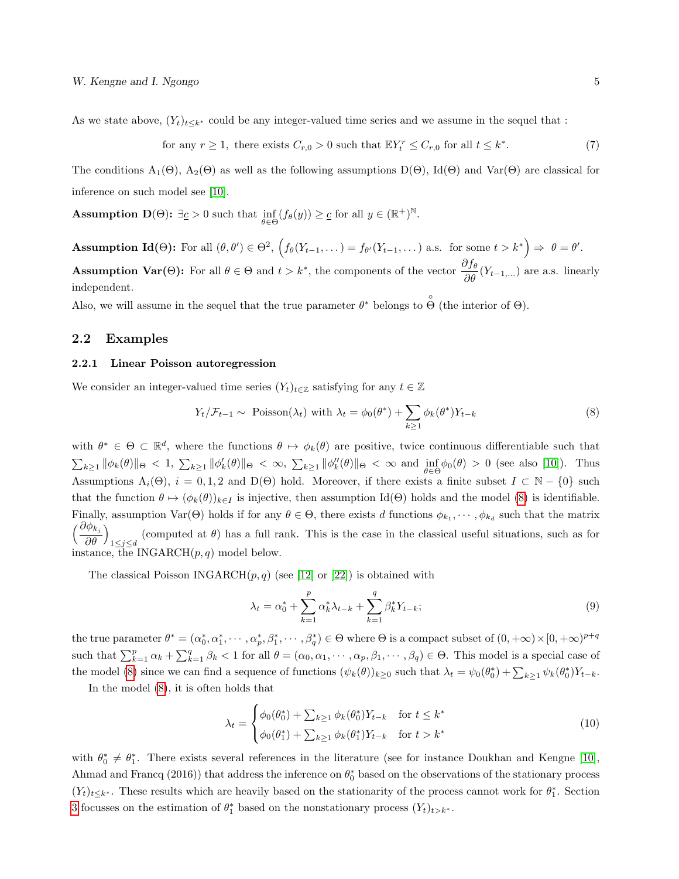As we state above, $(Y_t)_{t \leq k^*}$ could be any integer-valued time series and we assume in the sequel that :

$$\text{for any } r \geq 1, \text{ there exists } C_{r,0} > 0 \text{ such that } \mathbb{E} Y_t^r \leq C_{r,0} \text{ for all } t \leq k^*. \tag{7}$$

The conditions $\mathrm{A}_1(\Theta)$, $\mathrm{A}_2(\Theta)$ as well as the following assumptions $\mathrm{D}(\Theta)$, $\mathrm{Id}(\Theta)$ and $\mathrm{Var}(\Theta)$ are classical for inference on such model see [10].

**Assumption D($\Theta$):** $\exists \underline{c} > 0$ such that $\inf_{\theta \in \Theta}(f_\theta(y)) \geq \underline{c}$ for all $y \in (\mathbb{R}^+)^{\mathbb{N}}$.

**Assumption Id($\Theta$):** For all $(\theta, \theta') \in \Theta^2$, $\Big(f_\theta(Y_{t-1}, \dots) = f_{\theta'}(Y_{t-1}, \dots) \text{ a.s. for some } t > k^*\Big) \Rightarrow \theta = \theta'$.

**Assumption Var($\Theta$):** For all $\theta \in \Theta$ and $t > k^*$, the components of the vector $\dfrac{\partial f_\theta}{\partial \theta}(Y_{t-1,\dots})$ are a.s. linearly independent.

Also, we will assume in the sequel that the true parameter $\theta^*$ belongs to $\overset{\circ}{\Theta}$ (the interior of $\Theta$).

## 2.2 Examples

### 2.2.1 Linear Poisson autoregression

We consider an integer-valued time series $(Y_t)_{t \in \mathbb{Z}}$ satisfying for any $t \in \mathbb{Z}$

$$Y_t / \mathcal{F}_{t-1} \sim \text{ Poisson}(\lambda_t) \text{ with } \lambda_t = \phi_0(\theta^*) + \sum_{k \geq 1} \phi_k(\theta^*) Y_{t-k} \tag{8}$$

with $\theta^* \in \Theta \subset \mathbb{R}^d$, where the functions $\theta \mapsto \phi_k(\theta)$ are positive, twice continuous differentiable such that $\sum_{k \geq 1} \|\phi_k(\theta)\|_\Theta < 1$, $\sum_{k \geq 1} \|\phi'_k(\theta)\|_\Theta < \infty$, $\sum_{k \geq 1} \|\phi''_k(\theta)\|_\Theta < \infty$ and $\inf_{\theta \in \Theta} \phi_0(\theta) > 0$ (see also [10]). Thus Assumptions $\mathrm{A}_i(\Theta)$, $i = 0, 1, 2$ and $\mathrm{D}(\Theta)$ hold. Moreover, if there exists a finite subset $I \subset \mathbb{N} - \{0\}$ such that the function $\theta \mapsto (\phi_k(\theta))_{k \in I}$ is injective, then assumption $\mathrm{Id}(\Theta)$ holds and the model (8) is identifiable. Finally, assumption $\mathrm{Var}(\Theta)$ holds if for any $\theta \in \Theta$, there exists $d$ functions $\phi_{k_1}, \cdots, \phi_{k_d}$ such that the matrix $\Big(\dfrac{\partial \phi_{k_j}}{\partial \theta}\Big)_{1 \leq j \leq d}$ (computed at $\theta$) has a full rank. This is the case in the classical useful situations, such as for instance, the INGARCH$(p, q)$ model below.

The classical Poisson INGARCH$(p, q)$ (see [12] or [22]) is obtained with

$$\lambda_t = \alpha_0^* + \sum_{k=1}^{p} \alpha_k^* \lambda_{t-k} + \sum_{k=1}^{q} \beta_k^* Y_{t-k}; \tag{9}$$

the true parameter $\theta^* = (\alpha_0^*, \alpha_1^*, \cdots, \alpha_p^*, \beta_1^*, \cdots, \beta_q^*) \in \Theta$ where $\Theta$ is a compact subset of $(0, +\infty) \times [0, +\infty)^{p+q}$ such that $\sum_{k=1}^p \alpha_k + \sum_{k=1}^q \beta_k < 1$ for all $\theta = (\alpha_0, \alpha_1, \cdots, \alpha_p, \beta_1, \cdots, \beta_q) \in \Theta$. This model is a special case of the model (8) since we can find a sequence of functions $(\psi_k(\theta))_{k \geq 0}$ such that $\lambda_t = \psi_0(\theta_0^*) + \sum_{k \geq 1} \psi_k(\theta_0^*) Y_{t-k}$.

In the model (8), it is often holds that

$$\lambda_t = \begin{cases} \phi_0(\theta_0^*) + \sum_{k \geq 1} \phi_k(\theta_0^*) Y_{t-k} & \text{for } t \leq k^* \\ \phi_0(\theta_1^*) + \sum_{k \geq 1} \phi_k(\theta_1^*) Y_{t-k} & \text{for } t > k^* \end{cases} \tag{10}$$

with $\theta_0^* \neq \theta_1^*$. There exists several references in the literature (see for instance Doukhan and Kengne [10], Ahmad and Francq (2016)) that address the inference on $\theta_0^*$ based on the observations of the stationary process $(Y_t)_{t \leq k^*}$. These results which are heavily based on the stationarity of the process cannot work for $\theta_1^*$. Section 3 focusses on the estimation of $\theta_1^*$ based on the nonstationary process $(Y_t)_{t > k^*}$.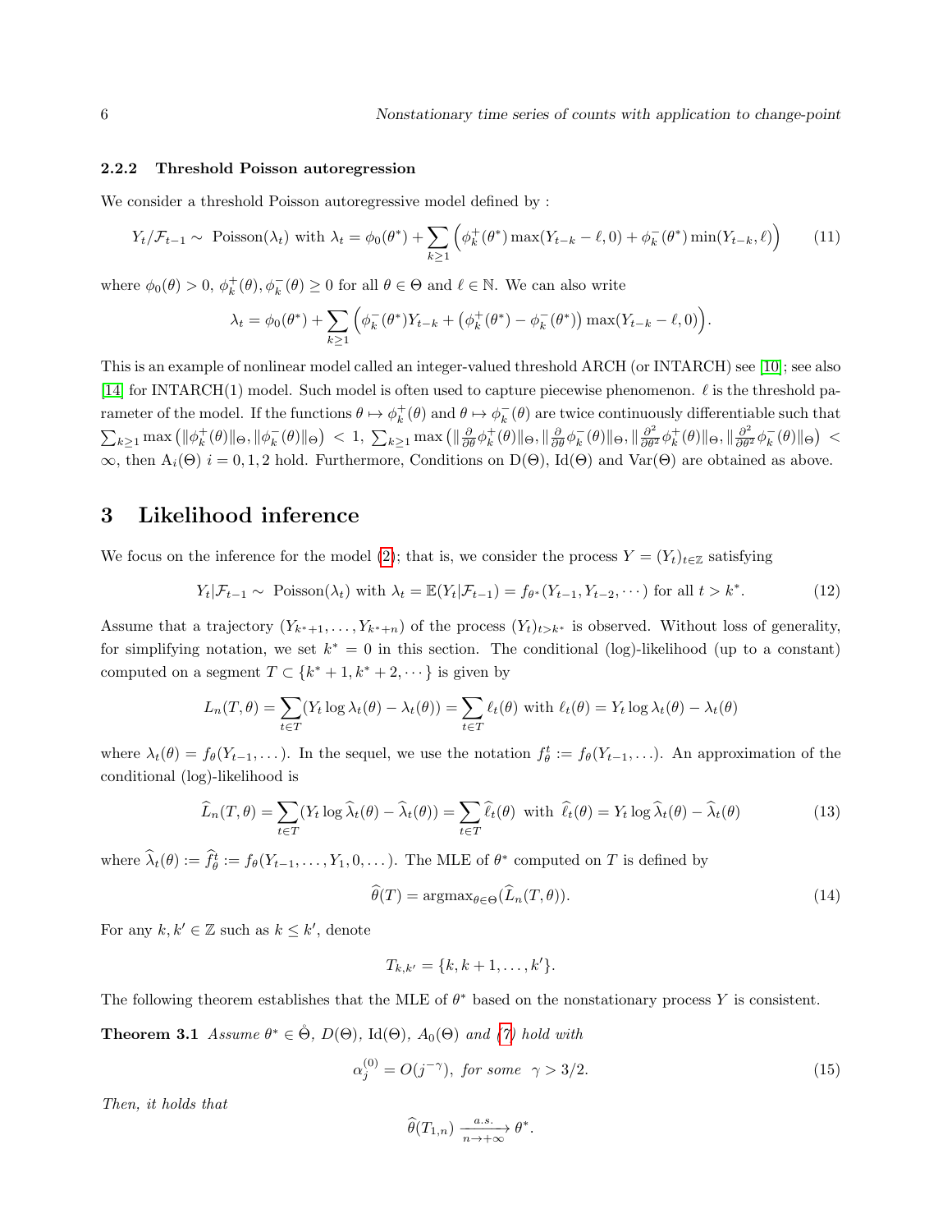#### 2.2.2 Threshold Poisson autoregression

We consider a threshold Poisson autoregressive model defined by :

$$Y_t/\mathcal{F}_{t-1} \sim \text{ Poisson}(\lambda_t) \text{ with } \lambda_t = \phi_0(\theta^*) + \sum_{k\geq 1} \Big( \phi_k^+(\theta^*) \max(Y_{t-k} - \ell, 0) + \phi_k^-(\theta^*) \min(Y_{t-k}, \ell) \Big) \tag{11}$$

where $\phi_0(\theta) > 0$, $\phi_k^+(\theta), \phi_k^-(\theta) \geq 0$ for all $\theta \in \Theta$ and $\ell \in \mathbb{N}$. We can also write

$$\lambda_t = \phi_0(\theta^*) + \sum_{k\geq 1} \Big( \phi_k^-(\theta^*) Y_{t-k} + \big(\phi_k^+(\theta^*) - \phi_k^-(\theta^*)\big) \max(Y_{t-k} - \ell, 0) \Big).$$

This is an example of nonlinear model called an integer-valued threshold ARCH (or INTARCH) see [10]; see also [14] for INTARCH(1) model. Such model is often used to capture piecewise phenomenon. $\ell$ is the threshold parameter of the model. If the functions $\theta \mapsto \phi_k^+(\theta)$ and $\theta \mapsto \phi_k^-(\theta)$ are twice continuously differentiable such that $\sum_{k\geq 1} \max\big(\|\phi_k^+(\theta)\|_\Theta, \|\phi_k^-(\theta)\|_\Theta\big) < 1$, $\sum_{k\geq 1} \max\big(\|\frac{\partial}{\partial\theta}\phi_k^+(\theta)\|_\Theta, \|\frac{\partial}{\partial\theta}\phi_k^-(\theta)\|_\Theta, \|\frac{\partial^2}{\partial\theta^2}\phi_k^+(\theta)\|_\Theta, \|\frac{\partial^2}{\partial\theta^2}\phi_k^-(\theta)\|_\Theta\big) < \infty$, then $\mathrm{A}_i(\Theta)$ $i = 0, 1, 2$ hold. Furthermore, Conditions on $\mathrm{D}(\Theta)$, $\mathrm{Id}(\Theta)$ and $\mathrm{Var}(\Theta)$ are obtained as above.

## 3 Likelihood inference

We focus on the inference for the model (2); that is, we consider the process $Y = (Y_t)_{t\in\mathbb{Z}}$ satisfying

$$Y_t|\mathcal{F}_{t-1} \sim \text{ Poisson}(\lambda_t) \text{ with } \lambda_t = \mathbb{E}(Y_t|\mathcal{F}_{t-1}) = f_{\theta^*}(Y_{t-1}, Y_{t-2}, \cdots) \text{ for all } t > k^*. \tag{12}$$

Assume that a trajectory $(Y_{k^*+1}, \ldots, Y_{k^*+n})$ of the process $(Y_t)_{t>k^*}$ is observed. Without loss of generality, for simplifying notation, we set $k^* = 0$ in this section. The conditional (log)-likelihood (up to a constant) computed on a segment $T \subset \{k^*+1, k^*+2, \cdots\}$ is given by

$$L_n(T, \theta) = \sum_{t\in T} (Y_t \log \lambda_t(\theta) - \lambda_t(\theta)) = \sum_{t\in T} \ell_t(\theta) \text{ with } \ell_t(\theta) = Y_t \log \lambda_t(\theta) - \lambda_t(\theta)$$

where $\lambda_t(\theta) = f_\theta(Y_{t-1}, \ldots)$. In the sequel, we use the notation $f_\theta^t := f_\theta(Y_{t-1}, \ldots)$. An approximation of the conditional (log)-likelihood is

$$\widehat{L}_n(T, \theta) = \sum_{t\in T} (Y_t \log \widehat{\lambda}_t(\theta) - \widehat{\lambda}_t(\theta)) = \sum_{t\in T} \widehat{\ell}_t(\theta) \text{ with } \widehat{\ell}_t(\theta) = Y_t \log \widehat{\lambda}_t(\theta) - \widehat{\lambda}_t(\theta) \tag{13}$$

where $\widehat{\lambda}_t(\theta) := \widehat{f}_\theta^t := f_\theta(Y_{t-1}, \ldots, Y_1, 0, \ldots)$. The MLE of $\theta^*$ computed on $T$ is defined by

$$\widehat{\theta}(T) = \mathrm{argmax}_{\theta\in\Theta}(\widehat{L}_n(T, \theta)). \tag{14}$$

For any $k, k' \in \mathbb{Z}$ such as $k \leq k'$, denote

$$T_{k,k'} = \{k, k+1, \ldots, k'\}.$$

The following theorem establishes that the MLE of $\theta^*$ based on the nonstationary process $Y$ is consistent.

**Theorem 3.1** *Assume $\theta^* \in \overset{\circ}{\Theta}$, $D(\Theta)$, $\mathrm{Id}(\Theta)$, $A_0(\Theta)$ and (7) hold with*

$$\alpha_j^{(0)} = O(j^{-\gamma}), \text{ for some } \gamma > 3/2. \tag{15}$$

*Then, it holds that*

$$\widehat{\theta}(T_{1,n}) \xrightarrow[n\to+\infty]{a.s.} \theta^*.$$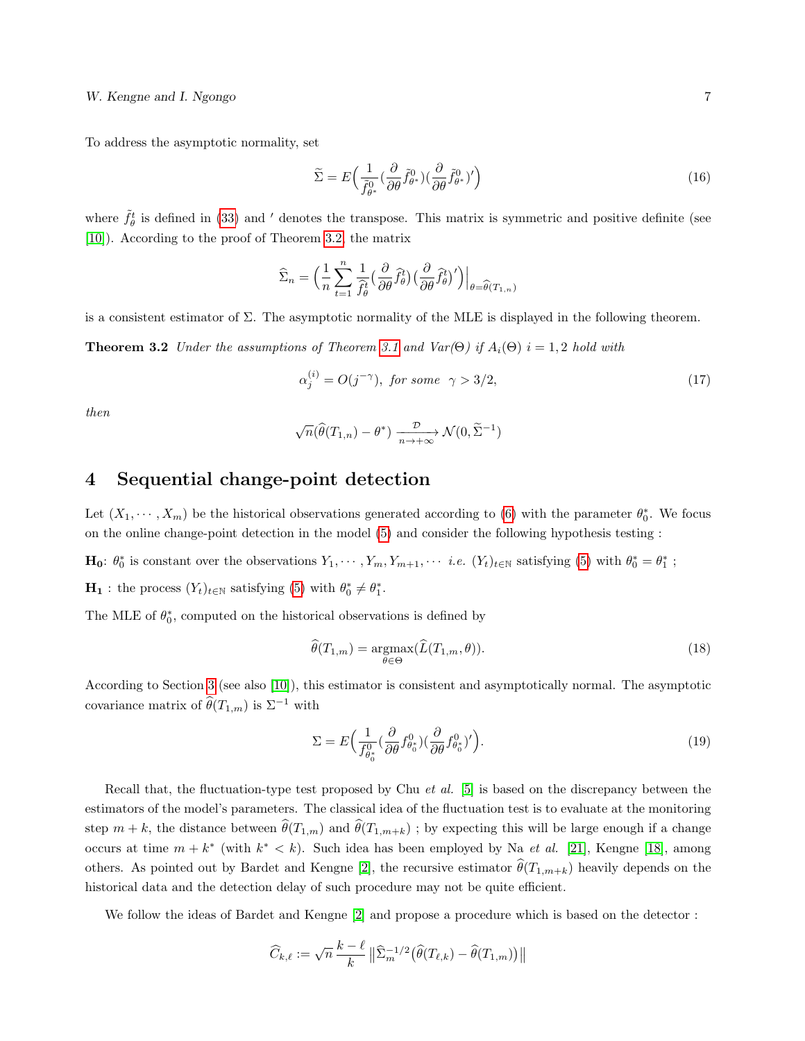To address the asymptotic normality, set

$$\widetilde{\Sigma} = E\Big(\frac{1}{\tilde{f}^0_{\theta^*}}(\frac{\partial}{\partial\theta}\tilde{f}^0_{\theta^*})(\frac{\partial}{\partial\theta}\tilde{f}^0_{\theta^*})'\Big) \tag{16}$$

where $\tilde{f}^t_\theta$ is defined in (33) and $'$ denotes the transpose. This matrix is symmetric and positive definite (see [10]). According to the proof of Theorem 3.2, the matrix

$$\widehat{\Sigma}_n = \Big(\frac{1}{n}\sum_{t=1}^{n}\frac{1}{\widehat{f}^t_\theta}\big(\frac{\partial}{\partial\theta}\widehat{f}^t_\theta\big)\big(\frac{\partial}{\partial\theta}\widehat{f}^t_\theta\big)'\Big)\Big|_{\theta=\widehat{\theta}(T_{1,n})}$$

is a consistent estimator of $\Sigma$. The asymptotic normality of the MLE is displayed in the following theorem.

**Theorem 3.2** *Under the assumptions of Theorem 3.1 and Var(Θ) if $A_i(\Theta)$ $i = 1, 2$ hold with*

$$\alpha^{(i)}_j = O(j^{-\gamma}), \ \textit{for some} \ \ \gamma > 3/2, \tag{17}$$

*then*

$$\sqrt{n}(\widehat{\theta}(T_{1,n}) - \theta^*) \xrightarrow[n\to+\infty]{\mathcal{D}} \mathcal{N}(0, \widetilde{\Sigma}^{-1})$$

# 4 Sequential change-point detection

Let $(X_1, \cdots, X_m)$ be the historical observations generated according to (6) with the parameter $\theta^*_0$. We focus on the online change-point detection in the model (5) and consider the following hypothesis testing :

$\mathbf{H_0}$: $\theta^*_0$ is constant over the observations $Y_1, \cdots, Y_m, Y_{m+1}, \cdots$ *i.e.* $(Y_t)_{t\in\mathbb{N}}$ satisfying (5) with $\theta^*_0 = \theta^*_1$ ;

$\mathbf{H_1}$ : the process $(Y_t)_{t\in\mathbb{N}}$ satisfying (5) with $\theta^*_0 \neq \theta^*_1$.

The MLE of $\theta^*_0$, computed on the historical observations is defined by

$$\widehat{\theta}(T_{1,m}) = \underset{\theta\in\Theta}{\text{argmax}}(\widehat{L}(T_{1,m}, \theta)). \tag{18}$$

According to Section 3 (see also [10]), this estimator is consistent and asymptotically normal. The asymptotic covariance matrix of $\widehat{\theta}(T_{1,m})$ is $\Sigma^{-1}$ with

$$\Sigma = E\Big(\frac{1}{f^0_{\theta^*_0}}(\frac{\partial}{\partial\theta}f^0_{\theta^*_0})(\frac{\partial}{\partial\theta}f^0_{\theta^*_0})'\Big). \tag{19}$$

Recall that, the fluctuation-type test proposed by Chu *et al.* [5] is based on the discrepancy between the estimators of the model's parameters. The classical idea of the fluctuation test is to evaluate at the monitoring step $m + k$, the distance between $\widehat{\theta}(T_{1,m})$ and $\widehat{\theta}(T_{1,m+k})$ ; by expecting this will be large enough if a change occurs at time $m + k^*$ (with $k^* < k$). Such idea has been employed by Na *et al.* [21], Kengne [18], among others. As pointed out by Bardet and Kengne [2], the recursive estimator $\widehat{\theta}(T_{1,m+k})$ heavily depends on the historical data and the detection delay of such procedure may not be quite efficient.

We follow the ideas of Bardet and Kengne [2] and propose a procedure which is based on the detector :

$$\widehat{C}_{k,\ell} := \sqrt{n}\,\frac{k-\ell}{k}\,\big\|\widehat{\Sigma}^{-1/2}_m\big(\widehat{\theta}(T_{\ell,k}) - \widehat{\theta}(T_{1,m})\big)\big\|$$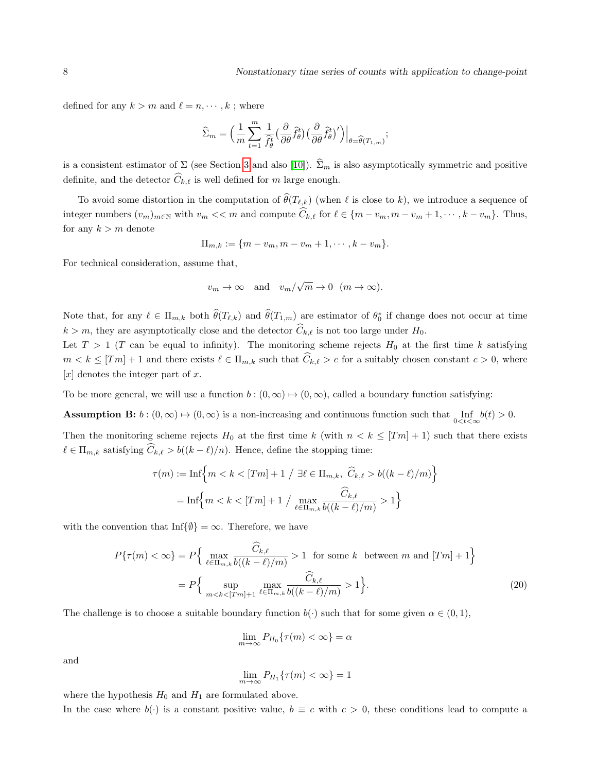defined for any $k > m$ and $\ell = n, \cdots, k$ ; where

$$\widehat{\Sigma}_m = \Big( \frac{1}{m} \sum_{t=1}^{m} \frac{1}{\widehat{f}_\theta^t} \big( \frac{\partial}{\partial \theta} \widehat{f}_\theta^t \big) \big( \frac{\partial}{\partial \theta} \widehat{f}_\theta^t \big)' \Big) \Big|_{\theta = \widehat{\theta}(T_{1,m})};$$

is a consistent estimator of $\Sigma$ (see Section 3 and also [10]). $\widehat{\Sigma}_m$ is also asymptotically symmetric and positive definite, and the detector $\widehat{C}_{k,\ell}$ is well defined for $m$ large enough.

To avoid some distortion in the computation of $\widehat{\theta}(T_{\ell,k})$ (when $\ell$ is close to $k$), we introduce a sequence of integer numbers $(v_m)_{m \in \mathbb{N}}$ with $v_m << m$ and compute $\widehat{C}_{k,\ell}$ for $\ell \in \{m - v_m, m - v_m + 1, \cdots, k - v_m\}$. Thus, for any $k > m$ denote

$$\Pi_{m,k} := \{m - v_m, m - v_m + 1, \cdots, k - v_m\}.$$

For technical consideration, assume that,

$$v_m \to \infty \quad \text{and} \quad v_m / \sqrt{m} \to 0 \ \ (m \to \infty).$$

Note that, for any $\ell \in \Pi_{m,k}$ both $\widehat{\theta}(T_{\ell,k})$ and $\widehat{\theta}(T_{1,m})$ are estimator of $\theta_0^*$ if change does not occur at time $k > m$, they are asymptotically close and the detector $\widehat{C}_{k,\ell}$ is not too large under $H_0$.
Let $T > 1$ ($T$ can be equal to infinity). The monitoring scheme rejects $H_0$ at the first time $k$ satisfying $m < k \leq [Tm] + 1$ and there exists $\ell \in \Pi_{m,k}$ such that $\widehat{C}_{k,\ell} > c$ for a suitably chosen constant $c > 0$, where $[x]$ denotes the integer part of $x$.

To be more general, we will use a function $b : (0, \infty) \mapsto (0, \infty)$, called a boundary function satisfying:

**Assumption B:** $b : (0, \infty) \mapsto (0, \infty)$ is a non-increasing and continuous function such that $\underset{0<t<\infty}{\operatorname{Inf}} b(t) > 0$.

Then the monitoring scheme rejects $H_0$ at the first time $k$ (with $n < k \leq [Tm] + 1$) such that there exists $\ell \in \Pi_{m,k}$ satisfying $\widehat{C}_{k,\ell} > b((k - \ell)/n)$. Hence, define the stopping time:

$$\begin{aligned}
\tau(m) &:= \operatorname{Inf}\Big\{ m < k < [Tm] + 1 \ / \ \exists \ell \in \Pi_{m,k}, \ \widehat{C}_{k,\ell} > b((k - \ell)/m) \Big\} \\
&= \operatorname{Inf}\Big\{ m < k < [Tm] + 1 \ / \ \max_{\ell \in \Pi_{m,k}} \frac{\widehat{C}_{k,\ell}}{b((k - \ell)/m)} > 1 \Big\}
\end{aligned}$$

with the convention that $\operatorname{Inf}\{\emptyset\} = \infty$. Therefore, we have

$$\begin{aligned}
P\{\tau(m) < \infty\} &= P\Big\{ \max_{\ell \in \Pi_{m,k}} \frac{\widehat{C}_{k,\ell}}{b((k - \ell)/m)} > 1 \ \text{ for some } k \ \text{ between } m \text{ and } [Tm] + 1 \Big\} \\
&= P\Big\{ \sup_{m < k < [Tm]+1} \max_{\ell \in \Pi_{m,k}} \frac{\widehat{C}_{k,\ell}}{b((k - \ell)/m)} > 1 \Big\}. \qquad (20)
\end{aligned}$$

The challenge is to choose a suitable boundary function $b(\cdot)$ such that for some given $\alpha \in (0, 1)$,

$$\lim_{m \to \infty} P_{H_0}\{\tau(m) < \infty\} = \alpha$$

and

$$\lim_{m \to \infty} P_{H_1}\{\tau(m) < \infty\} = 1$$

where the hypothesis $H_0$ and $H_1$ are formulated above.
In the case where $b(\cdot)$ is a constant positive value, $b \equiv c$ with $c > 0$, these conditions lead to compute a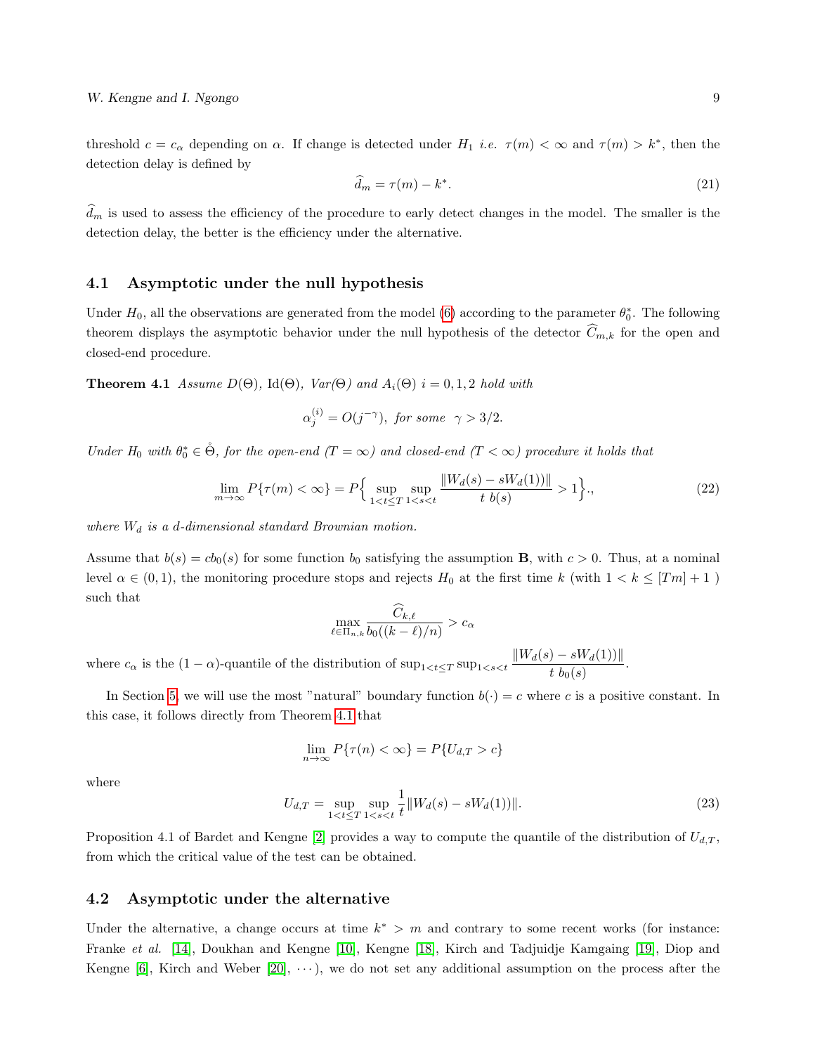threshold $c = c_\alpha$ depending on $\alpha$. If change is detected under $H_1$ *i.e.* $\tau(m) < \infty$ and $\tau(m) > k^*$, then the detection delay is defined by

$$\widehat{d}_m = \tau(m) - k^*. \tag{21}$$

$\widehat{d}_m$ is used to assess the efficiency of the procedure to early detect changes in the model. The smaller is the detection delay, the better is the efficiency under the alternative.

### 4.1 Asymptotic under the null hypothesis

Under $H_0$, all the observations are generated from the model (6) according to the parameter $\theta_0^*$. The following theorem displays the asymptotic behavior under the null hypothesis of the detector $\widehat{C}_{m,k}$ for the open and closed-end procedure.

**Theorem 4.1** *Assume $D(\Theta)$, $\mathrm{Id}(\Theta)$, $Var(\Theta)$ and $A_i(\Theta)$ $i = 0, 1, 2$ hold with*

$$\alpha_j^{(i)} = O(j^{-\gamma}), \text{ for some } \gamma > 3/2.$$

*Under $H_0$ with $\theta_0^* \in \mathring{\Theta}$, for the open-end ($T = \infty$) and closed-end ($T < \infty$) procedure it holds that*

$$\lim_{m\to\infty} P\{\tau(m) < \infty\} = P\Big\{ \sup_{1<t\leq T} \sup_{1<s<t} \frac{\|W_d(s) - sW_d(1))\|}{t\ b(s)} > 1 \Big\}., \tag{22}$$

*where $W_d$ is a $d$-dimensional standard Brownian motion.*

Assume that $b(s) = cb_0(s)$ for some function $b_0$ satisfying the assumption **B**, with $c > 0$. Thus, at a nominal level $\alpha \in (0, 1)$, the monitoring procedure stops and rejects $H_0$ at the first time $k$ (with $1 < k \leq [Tm] + 1$ ) such that

$$\max_{\ell\in\Pi_{n,k}} \frac{\widehat{C}_{k,\ell}}{b_0((k-\ell)/n)} > c_\alpha$$

where $c_\alpha$ is the $(1 - \alpha)$-quantile of the distribution of $\sup_{1<t\leq T} \sup_{1<s<t} \dfrac{\|W_d(s) - sW_d(1))\|}{t\ b_0(s)}$.

In Section 5, we will use the most "natural" boundary function $b(\cdot) = c$ where $c$ is a positive constant. In this case, it follows directly from Theorem 4.1 that

$$\lim_{n\to\infty} P\{\tau(n) < \infty\} = P\{U_{d,T} > c\}$$

where

$$U_{d,T} = \sup_{1<t\leq T} \sup_{1<s<t} \frac{1}{t} \|W_d(s) - sW_d(1))\|. \tag{23}$$

Proposition 4.1 of Bardet and Kengne [2] provides a way to compute the quantile of the distribution of $U_{d,T}$, from which the critical value of the test can be obtained.

### 4.2 Asymptotic under the alternative

Under the alternative, a change occurs at time $k^* > m$ and contrary to some recent works (for instance: Franke *et al.* [14], Doukhan and Kengne [10], Kengne [18], Kirch and Tadjuidje Kamgaing [19], Diop and Kengne [6], Kirch and Weber [20], $\cdots$), we do not set any additional assumption on the process after the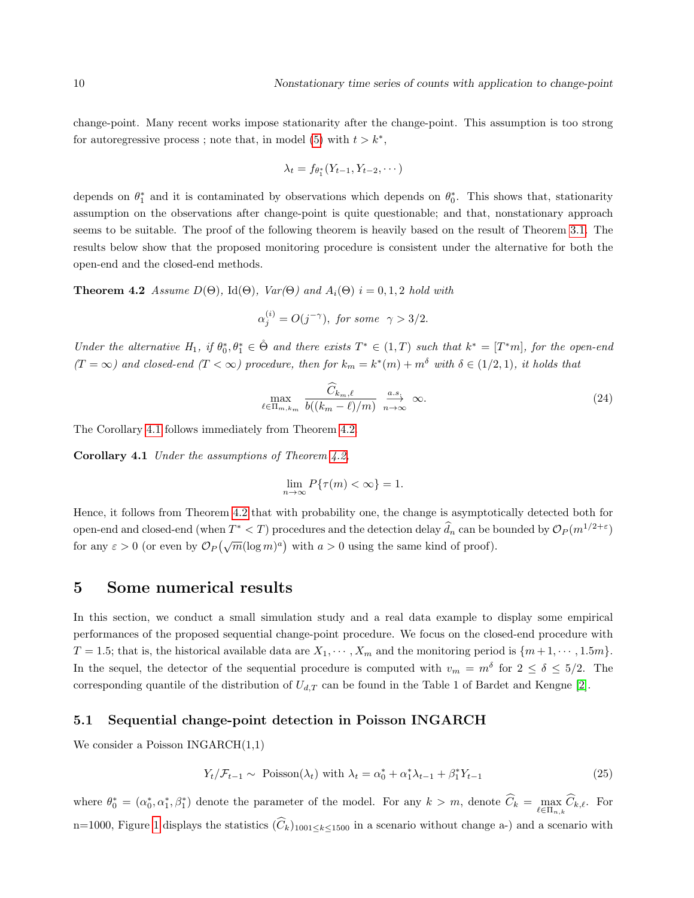change-point. Many recent works impose stationarity after the change-point. This assumption is too strong for autoregressive process ; note that, in model (5) with $t > k^*$,

$$\lambda_t = f_{\theta_1^*}(Y_{t-1}, Y_{t-2}, \cdots)$$

depends on $\theta_1^*$ and it is contaminated by observations which depends on $\theta_0^*$. This shows that, stationarity assumption on the observations after change-point is quite questionable; and that, nonstationary approach seems to be suitable. The proof of the following theorem is heavily based on the result of Theorem 3.1. The results below show that the proposed monitoring procedure is consistent under the alternative for both the open-end and the closed-end methods.

**Theorem 4.2** *Assume $D(\Theta)$, $\text{Id}(\Theta)$, $Var(\Theta)$ and $A_i(\Theta)$ $i = 0, 1, 2$ hold with*

$$\alpha_j^{(i)} = O(j^{-\gamma}), \text{ for some } \gamma > 3/2.$$

*Under the alternative $H_1$, if $\theta_0^*, \theta_1^* \in \mathring{\Theta}$ and there exists $T^* \in (1, T)$ such that $k^* = [T^* m]$, for the open-end ($T = \infty$) and closed-end ($T < \infty$) procedure, then for $k_m = k^*(m) + m^\delta$ with $\delta \in (1/2, 1)$, it holds that*

$$\max_{\ell \in \Pi_{m,k_m}} \frac{\widehat{C}_{k_m,\ell}}{b((k_m - \ell)/m)} \xrightarrow[n\to\infty]{a.s.} \infty. \tag{24}$$

The Corollary 4.1 follows immediately from Theorem 4.2.

**Corollary 4.1** *Under the assumptions of Theorem 4.2,*

$$\lim_{n\to\infty} P\{\tau(m) < \infty\} = 1.$$

Hence, it follows from Theorem 4.2 that with probability one, the change is asymptotically detected both for open-end and closed-end (when $T^* < T$) procedures and the detection delay $\widehat{d}_n$ can be bounded by $\mathcal{O}_P(m^{1/2+\varepsilon})$ for any $\varepsilon > 0$ (or even by $\mathcal{O}_P\big(\sqrt{m}(\log m)^a\big)$ with $a > 0$ using the same kind of proof).

## 5 Some numerical results

In this section, we conduct a small simulation study and a real data example to display some empirical performances of the proposed sequential change-point procedure. We focus on the closed-end procedure with $T = 1.5$; that is, the historical available data are $X_1, \cdots, X_m$ and the monitoring period is $\{m+1, \cdots, 1.5m\}$. In the sequel, the detector of the sequential procedure is computed with $v_m = m^\delta$ for $2 \leq \delta \leq 5/2$. The corresponding quantile of the distribution of $U_{d,T}$ can be found in the Table 1 of Bardet and Kengne [2].

### 5.1 Sequential change-point detection in Poisson INGARCH

We consider a Poisson INGARCH(1,1)

$$Y_t/\mathcal{F}_{t-1} \sim \text{ Poisson}(\lambda_t) \text{ with } \lambda_t = \alpha_0^* + \alpha_1^* \lambda_{t-1} + \beta_1^* Y_{t-1} \tag{25}$$

where $\theta_0^* = (\alpha_0^*, \alpha_1^*, \beta_1^*)$ denote the parameter of the model. For any $k > m$, denote $\widehat{C}_k = \max\limits_{\ell \in \Pi_{n,k}} \widehat{C}_{k,\ell}$. For n=1000, Figure 1 displays the statistics $(\widehat{C}_k)_{1001 \leq k \leq 1500}$ in a scenario without change a-) and a scenario with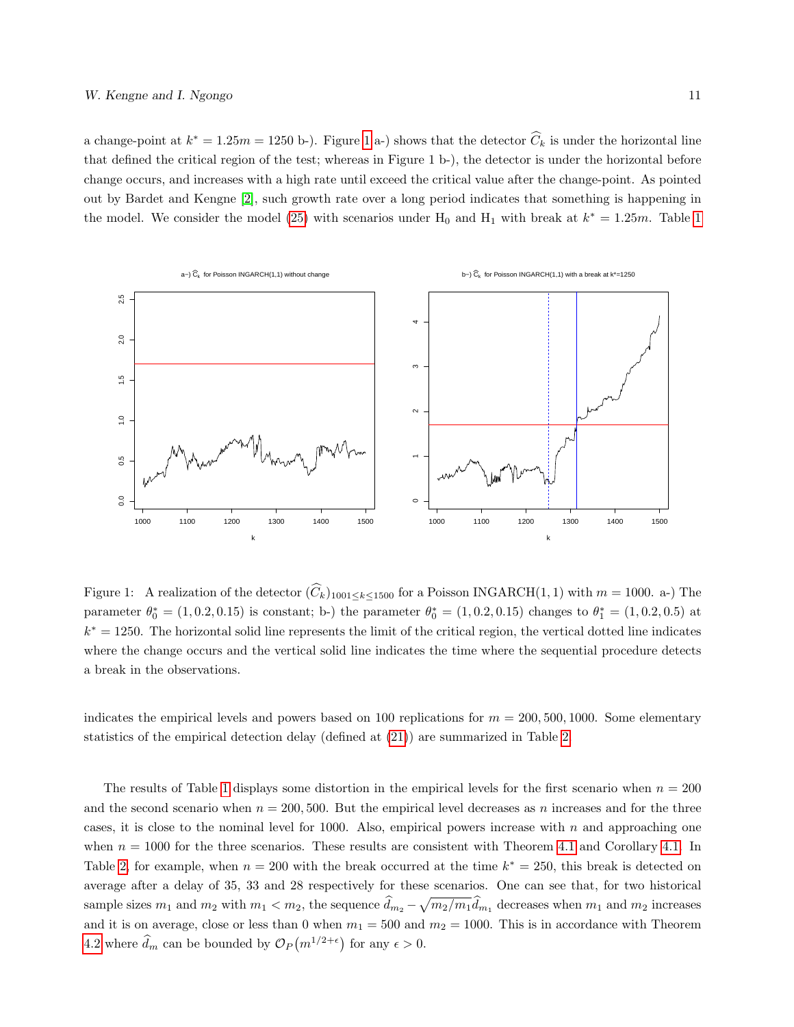a change-point at $k^* = 1.25m = 1250$ b-). Figure 1 a-) shows that the detector $\widehat{C}_k$ is under the horizontal line that defined the critical region of the test; whereas in Figure 1 b-), the detector is under the horizontal before change occurs, and increases with a high rate until exceed the critical value after the change-point. As pointed out by Bardet and Kengne [2], such growth rate over a long period indicates that something is happening in the model. We consider the model (25) with scenarios under $\text{H}_0$ and $\text{H}_1$ with break at $k^* = 1.25m$. Table 1 indicates the empirical levels and powers based on 100 replications for $m = 200, 500, 1000$. Some elementary statistics of the empirical detection delay (defined at (21)) are summarized in Table 2.

Figure 1: A realization of the detector $(\widehat{C}_k)_{1001 \leq k \leq 1500}$ for a Poisson INGARCH$(1,1)$ with $m = 1000$. a-) The parameter $\theta_0^* = (1, 0.2, 0.15)$ is constant; b-) the parameter $\theta_0^* = (1, 0.2, 0.15)$ changes to $\theta_1^* = (1, 0.2, 0.5)$ at $k^* = 1250$. The horizontal solid line represents the limit of the critical region, the vertical dotted line indicates where the change occurs and the vertical solid line indicates the time where the sequential procedure detects a break in the observations.

The results of Table 1 displays some distortion in the empirical levels for the first scenario when $n = 200$ and the second scenario when $n = 200, 500$. But the empirical level decreases as $n$ increases and for the three cases, it is close to the nominal level for 1000. Also, empirical powers increase with $n$ and approaching one when $n = 1000$ for the three scenarios. These results are consistent with Theorem 4.1 and Corollary 4.1. In Table 2, for example, when $n = 200$ with the break occurred at the time $k^* = 250$, this break is detected on average after a delay of 35, 33 and 28 respectively for these scenarios. One can see that, for two historical sample sizes $m_1$ and $m_2$ with $m_1 < m_2$, the sequence $\widehat{d}_{m_2} - \sqrt{m_2/m_1}\widehat{d}_{m_1}$ decreases when $m_1$ and $m_2$ increases and it is on average, close or less than 0 when $m_1 = 500$ and $m_2 = 1000$. This is in accordance with Theorem 4.2 where $\widehat{d}_m$ can be bounded by $\mathcal{O}_P\big(m^{1/2+\epsilon}\big)$ for any $\epsilon > 0$.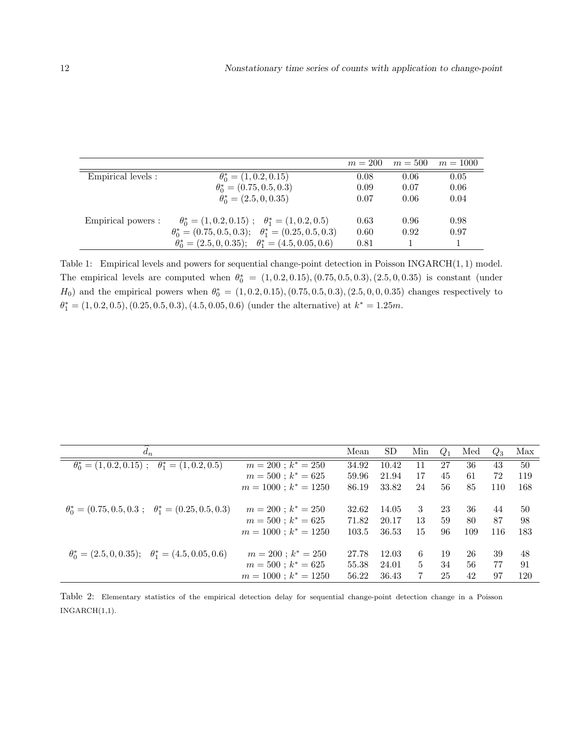| | | $m = 200$ | $m = 500$ | $m = 1000$ |
|---|---|---|---|---|
| Empirical levels : | $\theta_0^* = (1, 0.2, 0.15)$ | 0.08 | 0.06 | 0.05 |
| | $\theta_0^* = (0.75, 0.5, 0.3)$ | 0.09 | 0.07 | 0.06 |
| | $\theta_0^* = (2.5, 0, 0.35)$ | 0.07 | 0.06 | 0.04 |
| Empirical powers : | $\theta_0^* = (1, 0.2, 0.15)$ ; $\theta_1^* = (1, 0.2, 0.5)$ | 0.63 | 0.96 | 0.98 |
| | $\theta_0^* = (0.75, 0.5, 0.3)$; $\theta_1^* = (0.25, 0.5, 0.3)$ | 0.60 | 0.92 | 0.97 |
| | $\theta_0^* = (2.5, 0, 0.35)$; $\theta_1^* = (4.5, 0.05, 0.6)$ | 0.81 | 1 | 1 |

Table 1: Empirical levels and powers for sequential change-point detection in Poisson INGARCH$(1, 1)$ model. The empirical levels are computed when $\theta_0^* = (1, 0.2, 0.15), (0.75, 0.5, 0.3), (2.5, 0, 0.35)$ is constant (under $H_0$) and the empirical powers when $\theta_0^* = (1, 0.2, 0.15), (0.75, 0.5, 0.3), (2.5, 0, 0, 0.35)$ changes respectively to $\theta_1^* = (1, 0.2, 0.5), (0.25, 0.5, 0.3), (4.5, 0.05, 0.6)$ (under the alternative) at $k^* = 1.25m$.

| $\widehat{d}_n$ | | Mean | SD | Min | $Q_1$ | Med | $Q_3$ | Max |
|---|---|---|---|---|---|---|---|---|
| $\theta_0^* = (1, 0.2, 0.15)$ ; $\theta_1^* = (1, 0.2, 0.5)$ | $m = 200$ ; $k^* = 250$ | 34.92 | 10.42 | 11 | 27 | 36 | 43 | 50 |
| | $m = 500$ ; $k^* = 625$ | 59.96 | 21.94 | 17 | 45 | 61 | 72 | 119 |
| | $m = 1000$ ; $k^* = 1250$ | 86.19 | 33.82 | 24 | 56 | 85 | 110 | 168 |
| $\theta_0^* = (0.75, 0.5, 0.3$ ; $\theta_1^* = (0.25, 0.5, 0.3)$ | $m = 200$ ; $k^* = 250$ | 32.62 | 14.05 | 3 | 23 | 36 | 44 | 50 |
| | $m = 500$ ; $k^* = 625$ | 71.82 | 20.17 | 13 | 59 | 80 | 87 | 98 |
| | $m = 1000$ ; $k^* = 1250$ | 103.5 | 36.53 | 15 | 96 | 109 | 116 | 183 |
| $\theta_0^* = (2.5, 0, 0.35)$; $\theta_1^* = (4.5, 0.05, 0.6)$ | $m = 200$ ; $k^* = 250$ | 27.78 | 12.03 | 6 | 19 | 26 | 39 | 48 |
| | $m = 500$ ; $k^* = 625$ | 55.38 | 24.01 | 5 | 34 | 56 | 77 | 91 |
| | $m = 1000$ ; $k^* = 1250$ | 56.22 | 36.43 | 7 | 25 | 42 | 97 | 120 |

Table 2: Elementary statistics of the empirical detection delay for sequential change-point detection change in a Poisson INGARCH(1,1).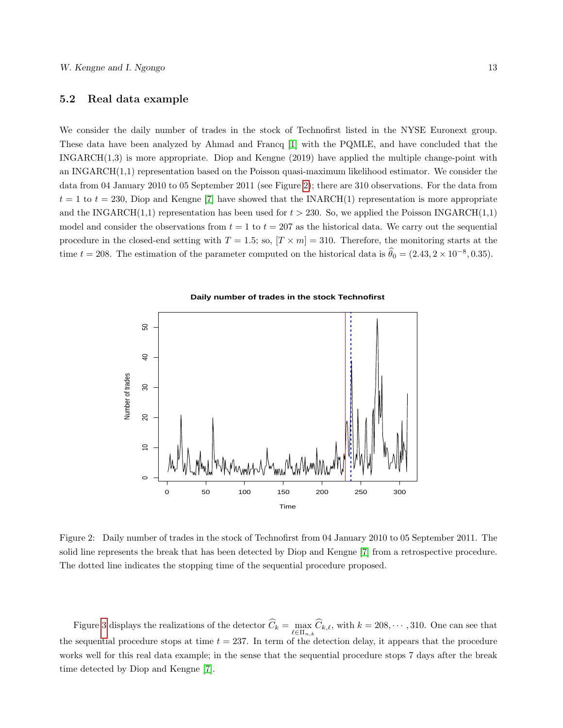### 5.2 Real data example

We consider the daily number of trades in the stock of Technofirst listed in the NYSE Euronext group. These data have been analyzed by Ahmad and Francq [1] with the PQMLE, and have concluded that the INGARCH(1,3) is more appropriate. Diop and Kengne (2019) have applied the multiple change-point with an INGARCH(1,1) representation based on the Poisson quasi-maximum likelihood estimator. We consider the data from 04 January 2010 to 05 September 2011 (see Figure 2); there are 310 observations. For the data from $t = 1$ to $t = 230$, Diop and Kengne [7] have showed that the INARCH(1) representation is more appropriate and the INGARCH(1,1) representation has been used for $t > 230$. So, we applied the Poisson INGARCH(1,1) model and consider the observations from $t = 1$ to $t = 207$ as the historical data. We carry out the sequential procedure in the closed-end setting with $T = 1.5$; so, $[T \times m] = 310$. Therefore, the monitoring starts at the time $t = 208$. The estimation of the parameter computed on the historical data is $\widehat{\theta}_0 = (2.43, 2 \times 10^{-8}, 0.35)$.

Figure 2: Daily number of trades in the stock of Technofirst from 04 January 2010 to 05 September 2011. The solid line represents the break that has been detected by Diop and Kengne [7] from a retrospective procedure. The dotted line indicates the stopping time of the sequential procedure proposed.

Figure 3 displays the realizations of the detector $\widehat{C}_k = \max_{\ell \in \Pi_{n,k}} \widehat{C}_{k,\ell}$, with $k = 208, \cdots, 310$. One can see that the sequential procedure stops at time $t = 237$. In term of the detection delay, it appears that the procedure works well for this real data example; in the sense that the sequential procedure stops 7 days after the break time detected by Diop and Kengne [7].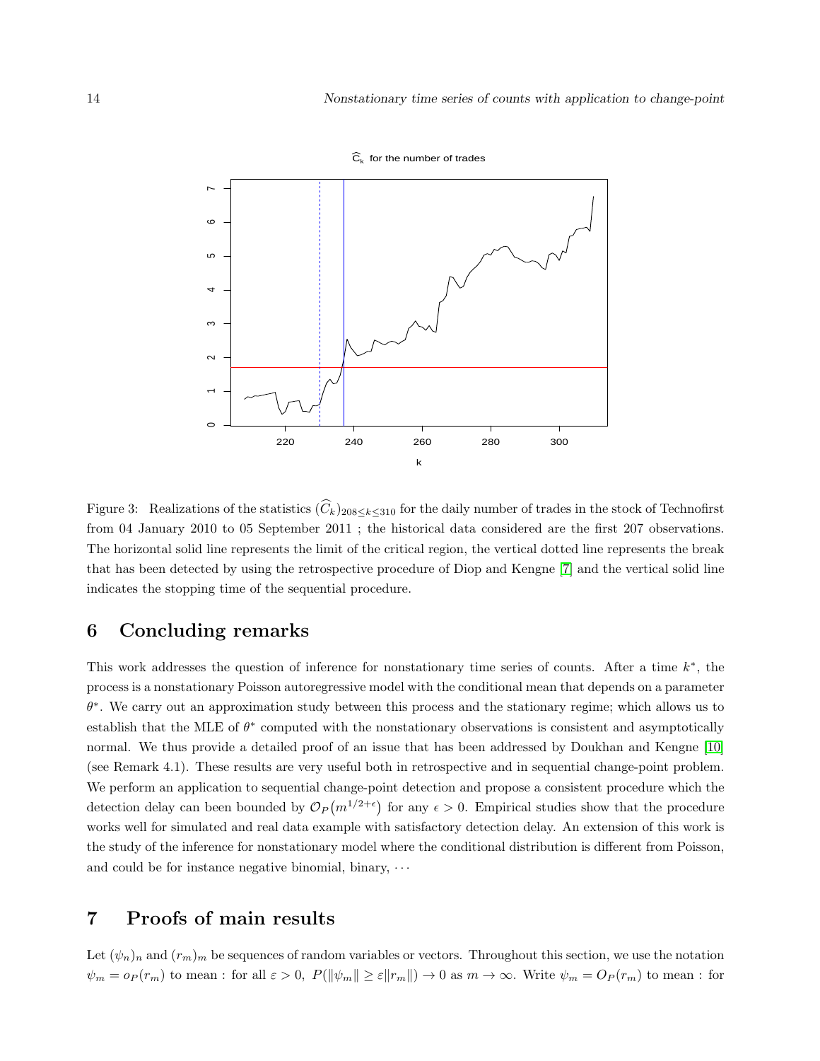Figure 3: Realizations of the statistics $(\widehat{C}_k)_{208 \leq k \leq 310}$ for the daily number of trades in the stock of Technofirst from 04 January 2010 to 05 September 2011 ; the historical data considered are the first 207 observations. The horizontal solid line represents the limit of the critical region, the vertical dotted line represents the break that has been detected by using the retrospective procedure of Diop and Kengne [7] and the vertical solid line indicates the stopping time of the sequential procedure.

## 6 Concluding remarks

This work addresses the question of inference for nonstationary time series of counts. After a time $k^*$, the process is a nonstationary Poisson autoregressive model with the conditional mean that depends on a parameter $\theta^*$. We carry out an approximation study between this process and the stationary regime; which allows us to establish that the MLE of $\theta^*$ computed with the nonstationary observations is consistent and asymptotically normal. We thus provide a detailed proof of an issue that has been addressed by Doukhan and Kengne [10] (see Remark 4.1). These results are very useful both in retrospective and in sequential change-point problem. We perform an application to sequential change-point detection and propose a consistent procedure which the detection delay can been bounded by $\mathcal{O}_P\big(m^{1/2+\epsilon}\big)$ for any $\epsilon > 0$. Empirical studies show that the procedure works well for simulated and real data example with satisfactory detection delay. An extension of this work is the study of the inference for nonstationary model where the conditional distribution is different from Poisson, and could be for instance negative binomial, binary, $\cdots$

## 7 Proofs of main results

Let $(\psi_n)_n$ and $(r_m)_m$ be sequences of random variables or vectors. Throughout this section, we use the notation $\psi_m = o_P(r_m)$ to mean : for all $\varepsilon > 0$, $P(\|\psi_m\| \geq \varepsilon \|r_m\|) \to 0$ as $m \to \infty$. Write $\psi_m = O_P(r_m)$ to mean : for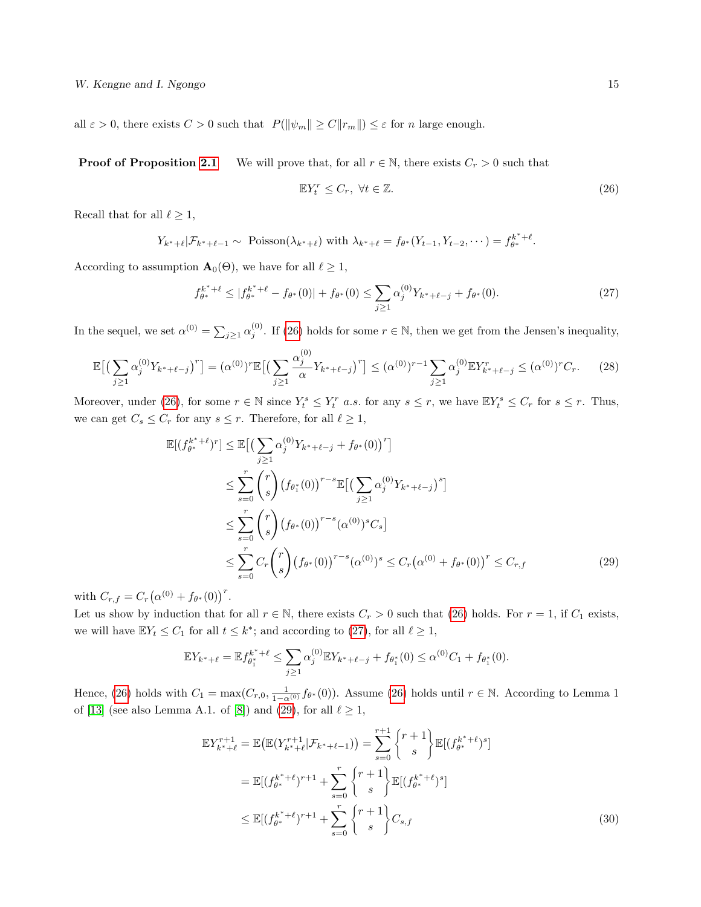all $\varepsilon > 0$, there exists $C > 0$ such that $P(\|\psi_m\| \geq C\|r_m\|) \leq \varepsilon$ for $n$ large enough.

**Proof of Proposition 2.1** We will prove that, for all $r \in \mathbb{N}$, there exists $C_r > 0$ such that

$$\mathbb{E}Y_t^r \leq C_r, \ \forall t \in \mathbb{Z}. \tag{26}$$

Recall that for all $\ell \geq 1$,

$$Y_{k^*+\ell}|\mathcal{F}_{k^*+\ell-1} \sim \text{ Poisson}(\lambda_{k^*+\ell}) \text{ with } \lambda_{k^*+\ell} = f_{\theta^*}(Y_{t-1}, Y_{t-2}, \cdots) = f_{\theta^*}^{k^*+\ell}.$$

According to assumption $\mathbf{A}_0(\Theta)$, we have for all $\ell \geq 1$,

$$f_{\theta^*}^{k^*+\ell} \leq |f_{\theta^*}^{k^*+\ell} - f_{\theta^*}(0)| + f_{\theta^*}(0) \leq \sum_{j\geq 1} \alpha_j^{(0)} Y_{k^*+\ell-j} + f_{\theta^*}(0). \tag{27}$$

In the sequel, we set $\alpha^{(0)} = \sum_{j\geq 1} \alpha_j^{(0)}$. If (26) holds for some $r \in \mathbb{N}$, then we get from the Jensen's inequality,

$$\mathbb{E}\big[\big(\sum_{j\geq 1} \alpha_j^{(0)} Y_{k^*+\ell-j}\big)^r\big] = (\alpha^{(0)})^r \mathbb{E}\big[\big(\sum_{j\geq 1} \frac{\alpha_j^{(0)}}{\alpha} Y_{k^*+\ell-j}\big)^r\big] \leq (\alpha^{(0)})^{r-1} \sum_{j\geq 1} \alpha_j^{(0)} \mathbb{E}Y_{k^*+\ell-j}^r \leq (\alpha^{(0)})^r C_r. \tag{28}$$

Moreover, under (26), for some $r \in \mathbb{N}$ since $Y_t^s \leq Y_t^r$ $a.s.$ for any $s \leq r$, we have $\mathbb{E}Y_t^s \leq C_r$ for $s \leq r$. Thus, we can get $C_s \leq C_r$ for any $s \leq r$. Therefore, for all $\ell \geq 1$,

$$\begin{aligned}
\mathbb{E}[(f_{\theta^*}^{k^*+\ell})^r] &\leq \mathbb{E}\big[\big(\sum_{j\geq 1} \alpha_j^{(0)} Y_{k^*+\ell-j} + f_{\theta^*}(0)\big)^r\big] \\
&\leq \sum_{s=0}^{r} \binom{r}{s} \big(f_{\theta_1^*}(0)\big)^{r-s} \mathbb{E}\big[\big(\sum_{j\geq 1} \alpha_j^{(0)} Y_{k^*+\ell-j}\big)^s\big] \\
&\leq \sum_{s=0}^{r} \binom{r}{s} \big(f_{\theta^*}(0)\big)^{r-s} (\alpha^{(0)})^s C_s\big] \\
&\leq \sum_{s=0}^{r} C_r \binom{r}{s} \big(f_{\theta^*}(0)\big)^{r-s} (\alpha^{(0)})^s \leq C_r \big(\alpha^{(0)} + f_{\theta^*}(0)\big)^r \leq C_{r,f}
\end{aligned} \tag{29}$$

with $C_{r,f} = C_r\big(\alpha^{(0)} + f_{\theta^*}(0)\big)^r$.

Let us show by induction that for all $r \in \mathbb{N}$, there exists $C_r > 0$ such that (26) holds. For $r = 1$, if $C_1$ exists, we will have $\mathbb{E}Y_t \leq C_1$ for all $t \leq k^*$; and according to (27), for all $\ell \geq 1$,

$$\mathbb{E}Y_{k^*+\ell} = \mathbb{E}f_{\theta_1^*}^{k^*+\ell} \leq \sum_{j\geq 1} \alpha_j^{(0)} \mathbb{E}Y_{k^*+\ell-j} + f_{\theta_1^*}(0) \leq \alpha^{(0)} C_1 + f_{\theta_1^*}(0).$$

Hence, (26) holds with $C_1 = \max(C_{r,0}, \frac{1}{1-\alpha^{(0)}} f_{\theta^*}(0))$. Assume (26) holds until $r \in \mathbb{N}$. According to Lemma 1 of [13] (see also Lemma A.1. of [8]) and (29), for all $\ell \geq 1$,

$$\begin{aligned}
\mathbb{E}Y_{k^*+\ell}^{r+1} &= \mathbb{E}\big(\mathbb{E}(Y_{k^*+\ell}^{r+1}|\mathcal{F}_{k^*+\ell-1})\big) = \sum_{s=0}^{r+1} \begin{Bmatrix} r+1 \\ s \end{Bmatrix} \mathbb{E}[(f_{\theta^*}^{k^*+\ell})^s] \\
&= \mathbb{E}[(f_{\theta^*}^{k^*+\ell})^{r+1} + \sum_{s=0}^{r} \begin{Bmatrix} r+1 \\ s \end{Bmatrix} \mathbb{E}[(f_{\theta^*}^{k^*+\ell})^s] \\
&\leq \mathbb{E}[(f_{\theta^*}^{k^*+\ell})^{r+1} + \sum_{s=0}^{r} \begin{Bmatrix} r+1 \\ s \end{Bmatrix} C_{s,f}
\end{aligned} \tag{30}$$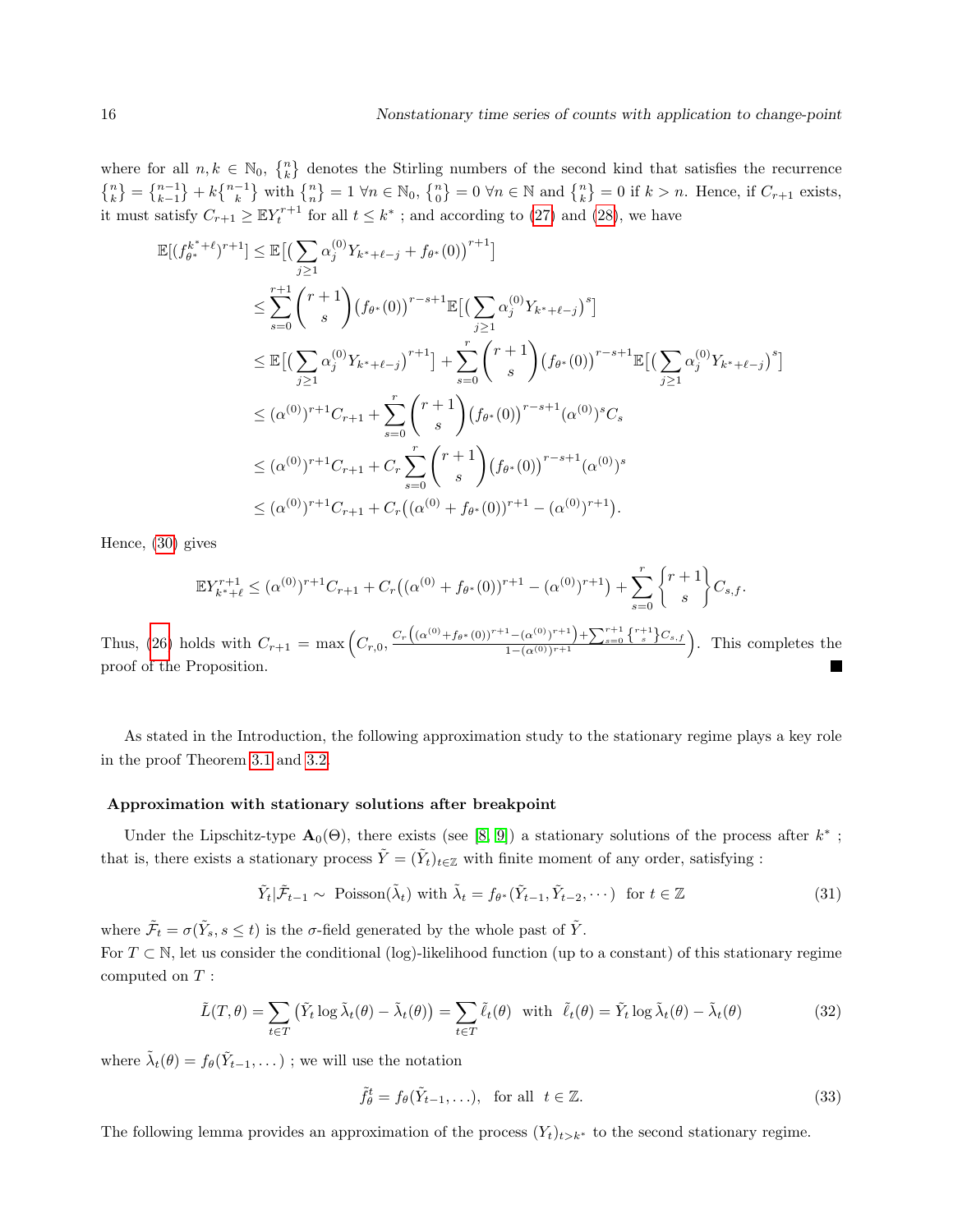where for all $n, k \in \mathbb{N}_0$, $\left\{ {n \atop k} \right\}$ denotes the Stirling numbers of the second kind that satisfies the recurrence $\left\{ {n \atop k} \right\} = \left\{ {n-1 \atop k-1} \right\} + k \left\{ {n-1 \atop k} \right\}$ with $\left\{ {n \atop n} \right\} = 1 \ \forall n \in \mathbb{N}_0$, $\left\{ {n \atop 0} \right\} = 0 \ \forall n \in \mathbb{N}$ and $\left\{ {n \atop k} \right\} = 0$ if $k > n$. Hence, if $C_{r+1}$ exists, it must satisfy $C_{r+1} \geq \mathbb{E} Y_t^{r+1}$ for all $t \leq k^*$ ; and according to (27) and (28), we have

$$
\begin{aligned}
\mathbb{E}[(f_{\theta^*}^{k^*+\ell})^{r+1}] &\leq \mathbb{E}\big[\big(\sum_{j\geq 1} \alpha_j^{(0)} Y_{k^*+\ell-j} + f_{\theta^*}(0)\big)^{r+1}\big] \\
&\leq \sum_{s=0}^{r+1} \binom{r+1}{s} \big(f_{\theta^*}(0)\big)^{r-s+1} \mathbb{E}\big[\big(\sum_{j\geq 1} \alpha_j^{(0)} Y_{k^*+\ell-j}\big)^s\big] \\
&\leq \mathbb{E}\big[\big(\sum_{j\geq 1} \alpha_j^{(0)} Y_{k^*+\ell-j}\big)^{r+1}\big] + \sum_{s=0}^{r} \binom{r+1}{s} \big(f_{\theta^*}(0)\big)^{r-s+1} \mathbb{E}\big[\big(\sum_{j\geq 1} \alpha_j^{(0)} Y_{k^*+\ell-j}\big)^s\big] \\
&\leq (\alpha^{(0)})^{r+1} C_{r+1} + \sum_{s=0}^{r} \binom{r+1}{s} \big(f_{\theta^*}(0)\big)^{r-s+1} (\alpha^{(0)})^s C_s \\
&\leq (\alpha^{(0)})^{r+1} C_{r+1} + C_r \sum_{s=0}^{r} \binom{r+1}{s} \big(f_{\theta^*}(0)\big)^{r-s+1} (\alpha^{(0)})^s \\
&\leq (\alpha^{(0)})^{r+1} C_{r+1} + C_r \big((\alpha^{(0)} + f_{\theta^*}(0))^{r+1} - (\alpha^{(0)})^{r+1}\big).
\end{aligned}
$$

Hence, (30) gives

$$
\mathbb{E} Y_{k^*+\ell}^{r+1} \leq (\alpha^{(0)})^{r+1} C_{r+1} + C_r \big((\alpha^{(0)} + f_{\theta^*}(0))^{r+1} - (\alpha^{(0)})^{r+1}\big) + \sum_{s=0}^{r} \left\{ {r+1 \atop s} \right\} C_{s,f}.
$$

Thus, (26) holds with $C_{r+1} = \max\Big(C_{r,0}, \frac{C_r\big((\alpha^{(0)}+f_{\theta^*}(0))^{r+1} - (\alpha^{(0)})^{r+1}\big) + \sum_{s=0}^{r+1} \left\{ {r+1 \atop s} \right\} C_{s,f}}{1-(\alpha^{(0)})^{r+1}}\Big)$. This completes the proof of the Proposition. ∎

As stated in the Introduction, the following approximation study to the stationary regime plays a key role in the proof Theorem 3.1 and 3.2.

### Approximation with stationary solutions after breakpoint

Under the Lipschitz-type $\mathbf{A}_0(\Theta)$, there exists (see [8, 9]) a stationary solutions of the process after $k^*$ ; that is, there exists a stationary process $\tilde{Y} = (\tilde{Y}_t)_{t\in\mathbb{Z}}$ with finite moment of any order, satisfying :

$$
\tilde{Y}_t | \tilde{\mathcal{F}}_{t-1} \sim \text{ Poisson}(\tilde{\lambda}_t) \text{ with } \tilde{\lambda}_t = f_{\theta^*}(\tilde{Y}_{t-1}, \tilde{Y}_{t-2}, \cdots) \ \text{ for } t \in \mathbb{Z} \tag{31}
$$

where $\tilde{\mathcal{F}}_t = \sigma(\tilde{Y}_s, s \leq t)$ is the $\sigma$-field generated by the whole past of $\tilde{Y}$.
For $T \subset \mathbb{N}$, let us consider the conditional (log)-likelihood function (up to a constant) of this stationary regime computed on $T$ :

$$
\tilde{L}(T, \theta) = \sum_{t\in T} \big(\tilde{Y}_t \log \tilde{\lambda}_t(\theta) - \tilde{\lambda}_t(\theta)\big) = \sum_{t\in T} \tilde{\ell}_t(\theta) \ \text{ with } \ \tilde{\ell}_t(\theta) = \tilde{Y}_t \log \tilde{\lambda}_t(\theta) - \tilde{\lambda}_t(\theta) \tag{32}
$$

where $\tilde{\lambda}_t(\theta) = f_\theta(\tilde{Y}_{t-1}, \dots)$ ; we will use the notation

$$
\tilde{f}_\theta^t = f_\theta(\tilde{Y}_{t-1}, \dots), \ \text{ for all } \ t \in \mathbb{Z}. \tag{33}
$$

The following lemma provides an approximation of the process $(Y_t)_{t>k^*}$ to the second stationary regime.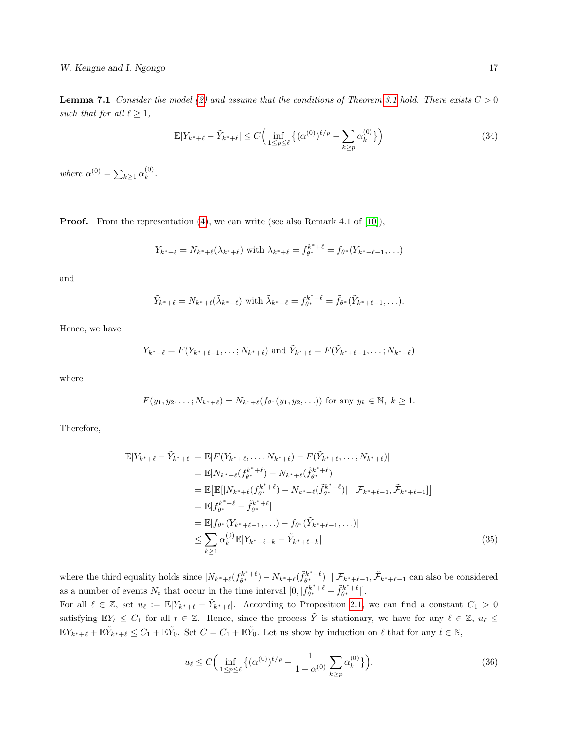**Lemma 7.1** *Consider the model (2) and assume that the conditions of Theorem 3.1 hold. There exists $C > 0$ such that for all $\ell \geq 1$,*

$$\mathbb{E}|Y_{k^*+\ell} - \tilde{Y}_{k^*+\ell}| \leq C\Big(\inf_{1\leq p\leq \ell}\big\{(\alpha^{(0)})^{\ell/p} + \sum_{k\geq p}\alpha_k^{(0)}\big\}\Big) \tag{34}$$

*where $\alpha^{(0)} = \sum_{k\geq 1}\alpha_k^{(0)}$.*

**Proof.** From the representation (4), we can write (see also Remark 4.1 of [10]),

$$Y_{k^*+\ell} = N_{k^*+\ell}(\lambda_{k^*+\ell}) \text{ with } \lambda_{k^*+\ell} = f_{\theta^*}^{k^*+\ell} = f_{\theta^*}(Y_{k^*+\ell-1},\ldots)$$

and

$$\tilde{Y}_{k^*+\ell} = N_{k^*+\ell}(\tilde{\lambda}_{k^*+\ell}) \text{ with } \tilde{\lambda}_{k^*+\ell} = f_{\theta^*}^{k^*+\ell} = \tilde{f}_{\theta^*}(\tilde{Y}_{k^*+\ell-1},\ldots).$$

Hence, we have

$$Y_{k^*+\ell} = F(Y_{k^*+\ell-1},\ldots;N_{k^*+\ell}) \text{ and } \tilde{Y}_{k^*+\ell} = F(\tilde{Y}_{k^*+\ell-1},\ldots;N_{k^*+\ell})$$

where

$$F(y_1,y_2,\ldots;N_{k^*+\ell}) = N_{k^*+\ell}(f_{\theta^*}(y_1,y_2,\ldots)) \text{ for any } y_k\in\mathbb{N},\ k\geq 1.$$

Therefore,

$$\begin{aligned}
\mathbb{E}|Y_{k^*+\ell} - \tilde{Y}_{k^*+\ell}| &= \mathbb{E}|F(Y_{k^*+\ell},\ldots;N_{k^*+\ell}) - F(\tilde{Y}_{k^*+\ell},\ldots;N_{k^*+\ell})| \\
&= \mathbb{E}|N_{k^*+\ell}(f_{\theta^*}^{k^*+\ell}) - N_{k^*+\ell}(\tilde{f}_{\theta^*}^{k^*+\ell})| \\
&= \mathbb{E}\big[\mathbb{E}[|N_{k^*+\ell}(f_{\theta^*}^{k^*+\ell}) - N_{k^*+\ell}(\tilde{f}_{\theta^*}^{k^*+\ell})| \mid \mathcal{F}_{k^*+\ell-1},\tilde{\mathcal{F}}_{k^*+\ell-1}]\big] \\
&= \mathbb{E}|f_{\theta^*}^{k^*+\ell} - \tilde{f}_{\theta^*}^{k^*+\ell}| \\
&= \mathbb{E}|f_{\theta^*}(Y_{k^*+\ell-1},\ldots) - f_{\theta^*}(\tilde{Y}_{k^*+\ell-1},\ldots)| \\
&\leq \sum_{k\geq 1}\alpha_k^{(0)}\mathbb{E}|Y_{k^*+\ell-k} - \tilde{Y}_{k^*+\ell-k}|
\end{aligned} \tag{35}$$

where the third equality holds since $|N_{k^*+\ell}(f_{\theta^*}^{k^*+\ell}) - N_{k^*+\ell}(\tilde{f}_{\theta^*}^{k^*+\ell})| \mid \mathcal{F}_{k^*+\ell-1},\tilde{\mathcal{F}}_{k^*+\ell-1}$ can also be considered as a number of events $N_t$ that occur in the time interval $[0,|f_{\theta^*}^{k^*+\ell} - \tilde{f}_{\theta^*}^{k^*+\ell}|]$.
For all $\ell\in\mathbb{Z}$, set $u_\ell := \mathbb{E}|Y_{k^*+\ell} - \tilde{Y}_{k^*+\ell}|$. According to Proposition 2.1, we can find a constant $C_1 > 0$ satisfying $\mathbb{E}Y_t \leq C_1$ for all $t\in\mathbb{Z}$. Hence, since the process $\tilde{Y}$ is stationary, we have for any $\ell\in\mathbb{Z}$, $u_\ell \leq \mathbb{E}Y_{k^*+\ell} + \mathbb{E}\tilde{Y}_{k^*+\ell} \leq C_1 + \mathbb{E}\tilde{Y}_0$. Set $C = C_1 + \mathbb{E}\tilde{Y}_0$. Let us show by induction on $\ell$ that for any $\ell\in\mathbb{N}$,

$$u_\ell \leq C\Big(\inf_{1\leq p\leq \ell}\big\{(\alpha^{(0)})^{\ell/p} + \frac{1}{1-\alpha^{(0)}}\sum_{k\geq p}\alpha_k^{(0)}\big\}\Big). \tag{36}$$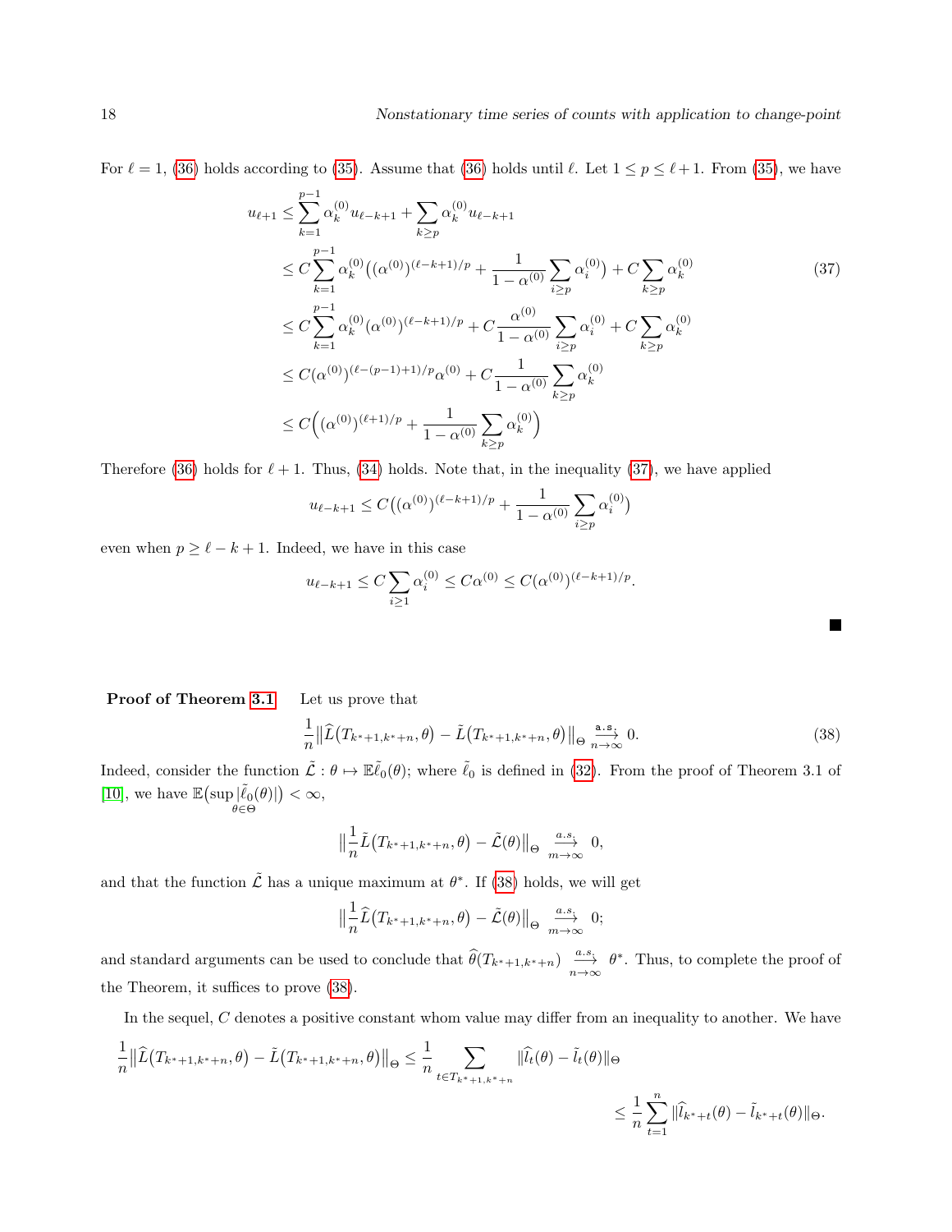For $\ell = 1$, (36) holds according to (35). Assume that (36) holds until $\ell$. Let $1 \leq p \leq \ell + 1$. From (35), we have

$$
\begin{aligned}
u_{\ell+1} &\leq \sum_{k=1}^{p-1} \alpha_k^{(0)} u_{\ell-k+1} + \sum_{k\geq p} \alpha_k^{(0)} u_{\ell-k+1} \\
&\leq C \sum_{k=1}^{p-1} \alpha_k^{(0)} \big( (\alpha^{(0)})^{(\ell-k+1)/p} + \frac{1}{1-\alpha^{(0)}} \sum_{i\geq p} \alpha_i^{(0)} \big) + C \sum_{k\geq p} \alpha_k^{(0)} \\
&\leq C \sum_{k=1}^{p-1} \alpha_k^{(0)} (\alpha^{(0)})^{(\ell-k+1)/p} + C \frac{\alpha^{(0)}}{1-\alpha^{(0)}} \sum_{i\geq p} \alpha_i^{(0)} + C \sum_{k\geq p} \alpha_k^{(0)} \\
&\leq C (\alpha^{(0)})^{(\ell-(p-1)+1)/p} \alpha^{(0)} + C \frac{1}{1-\alpha^{(0)}} \sum_{k\geq p} \alpha_k^{(0)} \\
&\leq C \Big( (\alpha^{(0)})^{(\ell+1)/p} + \frac{1}{1-\alpha^{(0)}} \sum_{k\geq p} \alpha_k^{(0)} \Big)
\end{aligned} \tag{37}
$$

Therefore (36) holds for $\ell + 1$. Thus, (34) holds. Note that, in the inequality (37), we have applied

$$u_{\ell-k+1} \leq C \big( (\alpha^{(0)})^{(\ell-k+1)/p} + \frac{1}{1-\alpha^{(0)}} \sum_{i\geq p} \alpha_i^{(0)} \big)$$

even when $p \geq \ell - k + 1$. Indeed, we have in this case

$$u_{\ell-k+1} \leq C \sum_{i\geq 1} \alpha_i^{(0)} \leq C \alpha^{(0)} \leq C (\alpha^{(0)})^{(\ell-k+1)/p}.$$

■

**Proof of Theorem 3.1** Let us prove that

$$\frac{1}{n} \big\| \widehat{L}\big(T_{k^*+1,k^*+n}, \theta\big) - \tilde{L}\big(T_{k^*+1,k^*+n}, \theta\big) \big\|_{\Theta} \xrightarrow[n\to\infty]{\text{a.s.}} 0. \tag{38}$$

Indeed, consider the function $\tilde{\mathcal{L}} : \theta \mapsto \mathbb{E}\tilde{\ell}_0(\theta)$; where $\tilde{\ell}_0$ is defined in (32). From the proof of Theorem 3.1 of [10], we have $\mathbb{E}\big(\sup_{\theta\in\Theta} |\tilde{\ell}_0(\theta)|\big) < \infty$,

$$\big\| \frac{1}{n} \tilde{L}\big(T_{k^*+1,k^*+n}, \theta\big) - \tilde{\mathcal{L}}(\theta) \big\|_{\Theta} \xrightarrow[m\to\infty]{a.s.} 0,$$

and that the function $\tilde{\mathcal{L}}$ has a unique maximum at $\theta^*$. If (38) holds, we will get

$$\big\| \frac{1}{n} \widehat{L}\big(T_{k^*+1,k^*+n}, \theta\big) - \tilde{\mathcal{L}}(\theta) \big\|_{\Theta} \xrightarrow[m\to\infty]{a.s.} 0;$$

and standard arguments can be used to conclude that $\widehat{\theta}(T_{k^*+1,k^*+n}) \xrightarrow[n\to\infty]{a.s.} \theta^*$. Thus, to complete the proof of the Theorem, it suffices to prove (38).

In the sequel, $C$ denotes a positive constant whom value may differ from an inequality to another. We have

$$
\begin{aligned}
\frac{1}{n} \big\| \widehat{L}\big(T_{k^*+1,k^*+n}, \theta\big) - \tilde{L}\big(T_{k^*+1,k^*+n}, \theta\big) \big\|_{\Theta} &\leq \frac{1}{n} \sum_{t\in T_{k^*+1,k^*+n}} \| \widehat{l}_t(\theta) - \tilde{l}_t(\theta) \|_{\Theta} \\
&\leq \frac{1}{n} \sum_{t=1}^{n} \| \widehat{l}_{k^*+t}(\theta) - \tilde{l}_{k^*+t}(\theta) \|_{\Theta}.
\end{aligned}
$$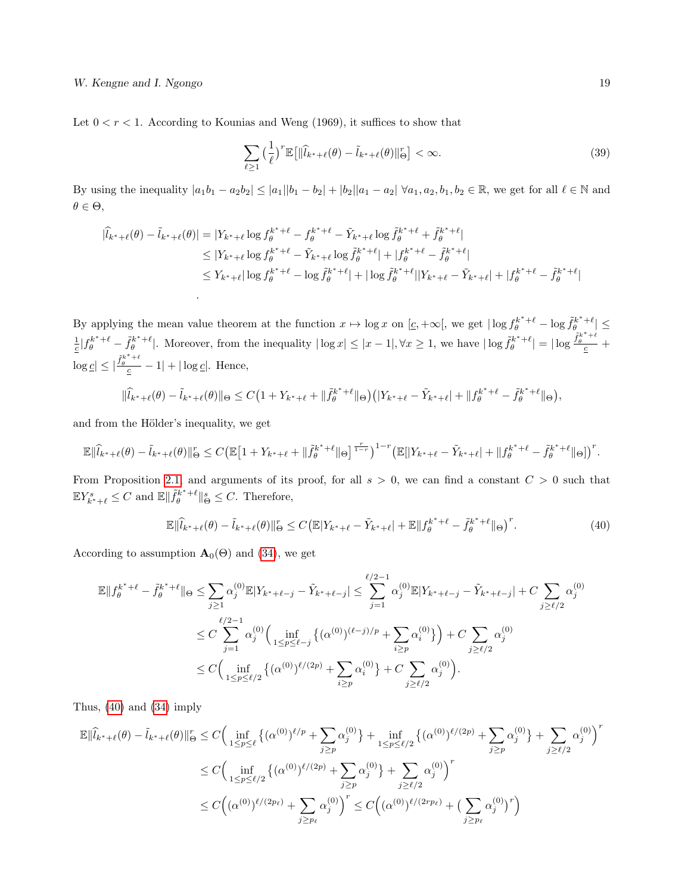Let $0 < r < 1$. According to Kounias and Weng (1969), it suffices to show that

$$\sum_{\ell \geq 1} \big(\frac{1}{\ell}\big)^r \mathbb{E}\big[\|\widehat{l}_{k^*+\ell}(\theta) - \tilde{l}_{k^*+\ell}(\theta)\|_\Theta^r\big] < \infty. \tag{39}$$

By using the inequality $|a_1 b_1 - a_2 b_2| \leq |a_1||b_1 - b_2| + |b_2||a_1 - a_2| \ \forall a_1, a_2, b_1, b_2 \in \mathbb{R}$, we get for all $\ell \in \mathbb{N}$ and $\theta \in \Theta$,

$$\begin{aligned}
|\widehat{l}_{k^*+\ell}(\theta) - \tilde{l}_{k^*+\ell}(\theta)| &= |Y_{k^*+\ell} \log f_\theta^{k^*+\ell} - f_\theta^{k^*+\ell} - \tilde{Y}_{k^*+\ell} \log \tilde{f}_\theta^{k^*+\ell} + \tilde{f}_\theta^{k^*+\ell}| \\
&\leq |Y_{k^*+\ell} \log f_\theta^{k^*+\ell} - \tilde{Y}_{k^*+\ell} \log \tilde{f}_\theta^{k^*+\ell}| + |f_\theta^{k^*+\ell} - \tilde{f}_\theta^{k^*+\ell}| \\
&\leq Y_{k^*+\ell}|\log f_\theta^{k^*+\ell} - \log \tilde{f}_\theta^{k^*+\ell}| + |\log \tilde{f}_\theta^{k^*+\ell}||Y_{k^*+\ell} - \tilde{Y}_{k^*+\ell}| + |f_\theta^{k^*+\ell} - \tilde{f}_\theta^{k^*+\ell}| \\
&.
\end{aligned}$$

By applying the mean value theorem at the function $x \mapsto \log x$ on $[\underline{c}, +\infty[$, we get $|\log f_\theta^{k^*+\ell} - \log \tilde{f}_\theta^{k^*+\ell}| \leq \frac{1}{\underline{c}}|f_\theta^{k^*+\ell} - \tilde{f}_\theta^{k^*+\ell}|$. Moreover, from the inequality $|\log x| \leq |x-1|, \forall x \geq 1$, we have $|\log \tilde{f}_\theta^{k^*+\ell}| = |\log \frac{\tilde{f}_\theta^{k^*+\ell}}{\underline{c}} + \log \underline{c}| \leq |\frac{\tilde{f}_\theta^{k^*+\ell}}{\underline{c}} - 1| + |\log \underline{c}|$. Hence,

$$\|\widehat{l}_{k^*+\ell}(\theta) - \tilde{l}_{k^*+\ell}(\theta)\|_\Theta \leq C\big(1 + Y_{k^*+\ell} + \|\tilde{f}_\theta^{k^*+\ell}\|_\Theta\big)\big(|Y_{k^*+\ell} - \tilde{Y}_{k^*+\ell}| + \|f_\theta^{k^*+\ell} - \tilde{f}_\theta^{k^*+\ell}\|_\Theta\big),$$

and from the Hölder's inequality, we get

$$\mathbb{E}\|\widehat{l}_{k^*+\ell}(\theta) - \tilde{l}_{k^*+\ell}(\theta)\|_\Theta^r \leq C\big(\mathbb{E}\big[1 + Y_{k^*+\ell} + \|\tilde{f}_\theta^{k^*+\ell}\|_\Theta\big]^{\frac{r}{1-r}}\big)^{1-r}\big(\mathbb{E}[|Y_{k^*+\ell} - \tilde{Y}_{k^*+\ell}| + \|f_\theta^{k^*+\ell} - \tilde{f}_\theta^{k^*+\ell}\|_\Theta]\big)^r.$$

From Proposition 2.1, and arguments of its proof, for all $s > 0$, we can find a constant $C > 0$ such that $\mathbb{E}Y_{k^*+\ell}^s \leq C$ and $\mathbb{E}\|\tilde{f}_\theta^{k^*+\ell}\|_\Theta^s \leq C$. Therefore,

$$\mathbb{E}\|\widehat{l}_{k^*+\ell}(\theta) - \tilde{l}_{k^*+\ell}(\theta)\|_\Theta^r \leq C\big(\mathbb{E}|Y_{k^*+\ell} - \tilde{Y}_{k^*+\ell}| + \mathbb{E}\|f_\theta^{k^*+\ell} - \tilde{f}_\theta^{k^*+\ell}\|_\Theta\big)^r. \tag{40}$$

According to assumption $\mathbf{A}_0(\Theta)$ and (34), we get

$$\begin{aligned}
\mathbb{E}\|f_\theta^{k^*+\ell} - \tilde{f}_\theta^{k^*+\ell}\|_\Theta &\leq \sum_{j\geq 1} \alpha_j^{(0)} \mathbb{E}|Y_{k^*+\ell-j} - \tilde{Y}_{k^*+\ell-j}| \leq \sum_{j=1}^{\ell/2-1} \alpha_j^{(0)} \mathbb{E}|Y_{k^*+\ell-j} - \tilde{Y}_{k^*+\ell-j}| + C\sum_{j\geq \ell/2} \alpha_j^{(0)} \\
&\leq C\sum_{j=1}^{\ell/2-1} \alpha_j^{(0)} \Big(\inf_{1\leq p\leq \ell-j}\big\{(\alpha^{(0)})^{(\ell-j)/p} + \sum_{i\geq p}\alpha_i^{(0)}\big\}\Big) + C\sum_{j\geq \ell/2}\alpha_j^{(0)} \\
&\leq C\Big(\inf_{1\leq p\leq \ell/2}\big\{(\alpha^{(0)})^{\ell/(2p)} + \sum_{i\geq p}\alpha_i^{(0)}\big\} + C\sum_{j\geq \ell/2}\alpha_j^{(0)}\Big).
\end{aligned}$$

Thus, (40) and (34) imply

$$\begin{aligned}
\mathbb{E}\|\widehat{l}_{k^*+\ell}(\theta) - \tilde{l}_{k^*+\ell}(\theta)\|_\Theta^r &\leq C\Big(\inf_{1\leq p\leq \ell}\big\{(\alpha^{(0)})^{\ell/p} + \sum_{j\geq p}\alpha_j^{(0)}\big\} + \inf_{1\leq p\leq \ell/2}\big\{(\alpha^{(0)})^{\ell/(2p)} + \sum_{j\geq p}\alpha_j^{(0)}\big\} + \sum_{j\geq \ell/2}\alpha_j^{(0)}\Big)^r \\
&\leq C\Big(\inf_{1\leq p\leq \ell/2}\big\{(\alpha^{(0)})^{\ell/(2p)} + \sum_{j\geq p}\alpha_j^{(0)}\big\} + \sum_{j\geq \ell/2}\alpha_j^{(0)}\Big)^r \\
&\leq C\Big((\alpha^{(0)})^{\ell/(2p_\ell)} + \sum_{j\geq p_\ell}\alpha_j^{(0)}\Big)^r \leq C\Big((\alpha^{(0)})^{\ell/(2rp_\ell)} + \big(\sum_{j\geq p_\ell}\alpha_j^{(0)}\big)^r\Big)
\end{aligned}$$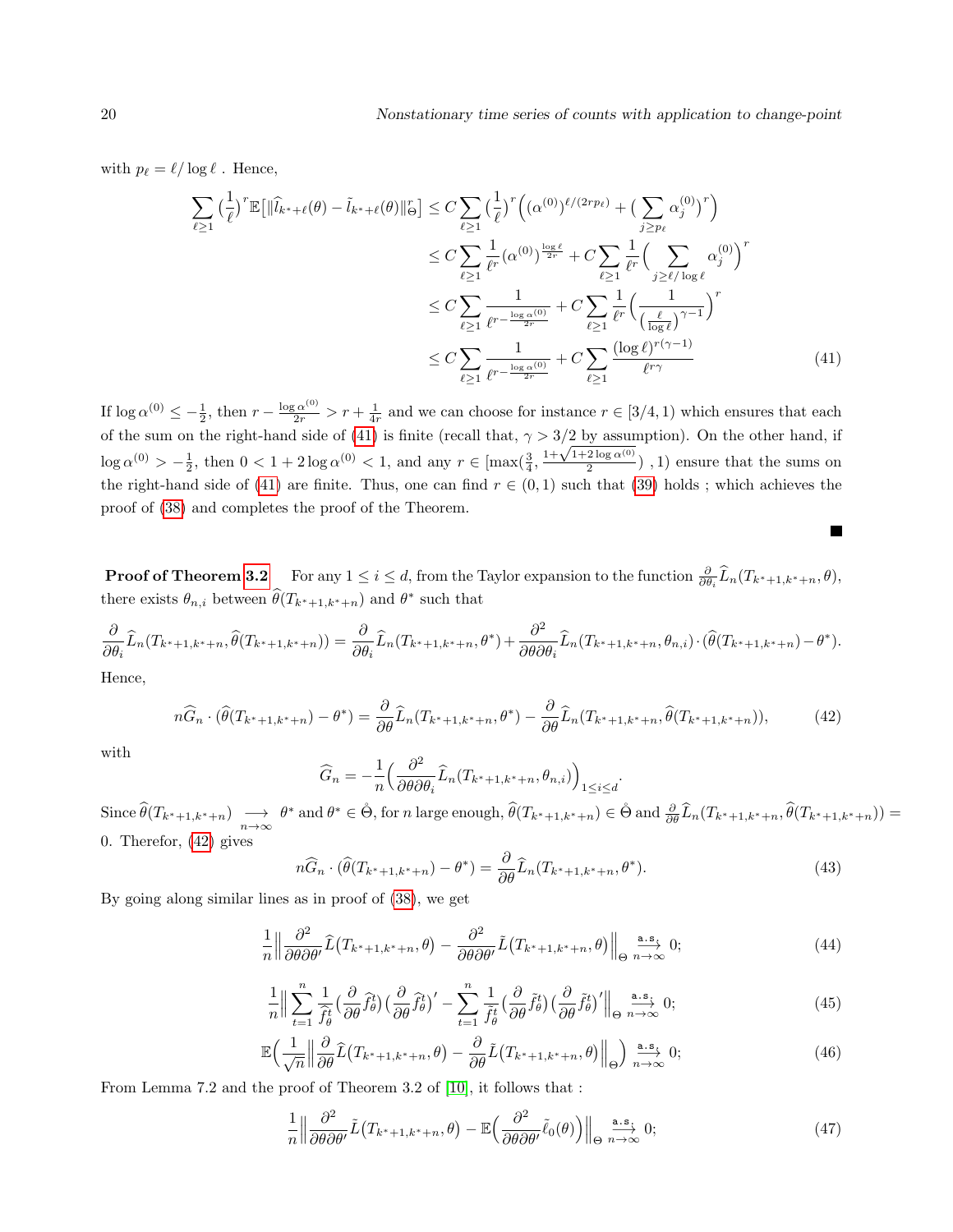with $p_\ell = \ell/\log \ell$ . Hence,

$$
\begin{aligned}
\sum_{\ell\geq 1}\big(\frac{1}{\ell}\big)^r \mathbb{E}\big[\|\widehat{l}_{k^*+\ell}(\theta)-\tilde{l}_{k^*+\ell}(\theta)\|_\Theta^r\big] &\leq C\sum_{\ell\geq 1}\big(\frac{1}{\ell}\big)^r\Big((\alpha^{(0)})^{\ell/(2rp_\ell)}+\big(\sum_{j\geq p_\ell}\alpha_j^{(0)}\big)^r\Big)\\
&\leq C\sum_{\ell\geq 1}\frac{1}{\ell^r}(\alpha^{(0)})^{\frac{\log \ell}{2r}}+C\sum_{\ell\geq 1}\frac{1}{\ell^r}\Big(\sum_{j\geq \ell/\log\ell}\alpha_j^{(0)}\Big)^r\\
&\leq C\sum_{\ell\geq 1}\frac{1}{\ell^{r-\frac{\log \alpha^{(0)}}{2r}}}+C\sum_{\ell\geq 1}\frac{1}{\ell^r}\Big(\frac{1}{\big(\frac{\ell}{\log \ell}\big)^{\gamma-1}}\Big)^r\\
&\leq C\sum_{\ell\geq 1}\frac{1}{\ell^{r-\frac{\log \alpha^{(0)}}{2r}}}+C\sum_{\ell\geq 1}\frac{(\log\ell)^{r(\gamma-1)}}{\ell^{r\gamma}} \qquad (41)
\end{aligned}
$$

If $\log \alpha^{(0)} \leq -\frac{1}{2}$, then $r-\frac{\log\alpha^{(0)}}{2r} > r+\frac{1}{4r}$ and we can choose for instance $r\in[3/4,1)$ which ensures that each of the sum on the right-hand side of (41) is finite (recall that, $\gamma > 3/2$ by assumption). On the other hand, if $\log\alpha^{(0)} > -\frac{1}{2}$, then $0<1+2\log\alpha^{(0)}<1$, and any $r\in[\max(\frac{3}{4},\frac{1+\sqrt{1+2\log\alpha^{(0)}}}{2})\ ,1)$ ensure that the sums on the right-hand side of (41) are finite. Thus, one can find $r\in(0,1)$ such that (39) holds ; which achieves the proof of (38) and completes the proof of the Theorem.

■

**Proof of Theorem 3.2** For any $1\leq i\leq d$, from the Taylor expansion to the function $\frac{\partial}{\partial\theta_i}\widehat{L}_n(T_{k^*+1,k^*+n},\theta)$, there exists $\theta_{n,i}$ between $\widehat{\theta}(T_{k^*+1,k^*+n})$ and $\theta^*$ such that

$$
\frac{\partial}{\partial\theta_i}\widehat{L}_n(T_{k^*+1,k^*+n},\widehat{\theta}(T_{k^*+1,k^*+n}))=\frac{\partial}{\partial\theta_i}\widehat{L}_n(T_{k^*+1,k^*+n},\theta^*)+\frac{\partial^2}{\partial\theta\partial\theta_i}\widehat{L}_n(T_{k^*+1,k^*+n},\theta_{n,i})\cdot(\widehat{\theta}(T_{k^*+1,k^*+n})-\theta^*).
$$

Hence,

$$
n\widehat{G}_n\cdot(\widehat{\theta}(T_{k^*+1,k^*+n})-\theta^*)=\frac{\partial}{\partial\theta}\widehat{L}_n(T_{k^*+1,k^*+n},\theta^*)-\frac{\partial}{\partial\theta}\widehat{L}_n(T_{k^*+1,k^*+n},\widehat{\theta}(T_{k^*+1,k^*+n})), \qquad (42)
$$

with

$$
\widehat{G}_n=-\frac{1}{n}\Big(\frac{\partial^2}{\partial\theta\partial\theta_i}\widehat{L}_n(T_{k^*+1,k^*+n},\theta_{n,i})\Big)_{1\leq i\leq d}.
$$

Since $\widehat{\theta}(T_{k^*+1,k^*+n})\underset{n\to\infty}{\longrightarrow}\theta^*$ and $\theta^*\in\mathring{\Theta}$, for $n$ large enough, $\widehat{\theta}(T_{k^*+1,k^*+n})\in\mathring{\Theta}$ and $\frac{\partial}{\partial\theta}\widehat{L}_n(T_{k^*+1,k^*+n},\widehat{\theta}(T_{k^*+1,k^*+n}))=0$. Therefor, (42) gives

$$
n\widehat{G}_n\cdot(\widehat{\theta}(T_{k^*+1,k^*+n})-\theta^*)=\frac{\partial}{\partial\theta}\widehat{L}_n(T_{k^*+1,k^*+n},\theta^*). \qquad (43)
$$

By going along similar lines as in proof of (38), we get

$$
\frac{1}{n}\Big\|\frac{\partial^2}{\partial\theta\partial\theta'}\widehat{L}\big(T_{k^*+1,k^*+n},\theta\big)-\frac{\partial^2}{\partial\theta\partial\theta'}\tilde{L}\big(T_{k^*+1,k^*+n},\theta\big)\Big\|_\Theta\xrightarrow[n\to\infty]{a.s.}0; \qquad (44)
$$

$$
\frac{1}{n}\Big\|\sum_{t=1}^n\frac{1}{\widehat{f}_\theta^t}\big(\frac{\partial}{\partial\theta}\widehat{f}_\theta^t\big)\big(\frac{\partial}{\partial\theta}\widehat{f}_\theta^t\big)'-\sum_{t=1}^n\frac{1}{\tilde{f}_\theta^t}\big(\frac{\partial}{\partial\theta}\tilde{f}_\theta^t\big)\big(\frac{\partial}{\partial\theta}\tilde{f}_\theta^t\big)'\Big\|_\Theta\xrightarrow[n\to\infty]{a.s.}0; \qquad (45)
$$

$$
\mathbb{E}\Big(\frac{1}{\sqrt{n}}\Big\|\frac{\partial}{\partial\theta}\widehat{L}\big(T_{k^*+1,k^*+n},\theta\big)-\frac{\partial}{\partial\theta}\tilde{L}\big(T_{k^*+1,k^*+n},\theta\big)\Big\|_\Theta\Big)\xrightarrow[n\to\infty]{a.s.}0; \qquad (46)
$$

From Lemma 7.2 and the proof of Theorem 3.2 of [10], it follows that :

$$
\frac{1}{n}\Big\|\frac{\partial^2}{\partial\theta\partial\theta'}\tilde{L}\big(T_{k^*+1,k^*+n},\theta\big)-\mathbb{E}\Big(\frac{\partial^2}{\partial\theta\partial\theta'}\tilde{\ell}_0(\theta)\Big)\Big\|_\Theta\xrightarrow[n\to\infty]{a.s.}0; \qquad (47)
$$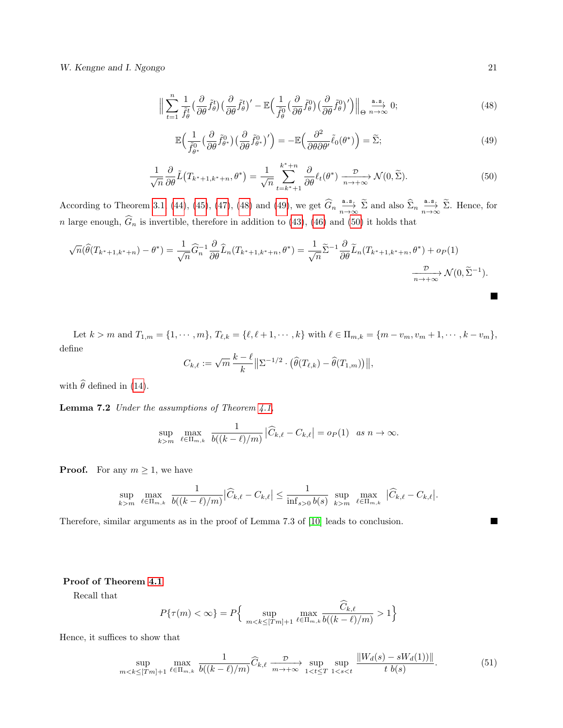$$
\Big\| \sum_{t=1}^{n} \frac{1}{\tilde{f}_\theta^t} \Big( \frac{\partial}{\partial \theta} \tilde{f}_\theta^t \Big) \Big( \frac{\partial}{\partial \theta} \tilde{f}_\theta^t \Big)' - \mathbb{E}\Big( \frac{1}{\tilde{f}_\theta^0} \Big( \frac{\partial}{\partial \theta} \tilde{f}_\theta^0 \Big) \Big( \frac{\partial}{\partial \theta} \tilde{f}_\theta^0 \Big)' \Big) \Big\|_\Theta \xrightarrow[n\to\infty]{\text{a.s.}} 0; \tag{48}
$$

$$
\mathbb{E}\Big( \frac{1}{\tilde{f}_{\theta^*}^0} \Big( \frac{\partial}{\partial \theta} \tilde{f}_{\theta^*}^0 \Big) \Big( \frac{\partial}{\partial \theta} \tilde{f}_{\theta^*}^0 \Big)' \Big) = -\mathbb{E}\Big( \frac{\partial^2}{\partial \theta \partial \theta'} \tilde{\ell}_0(\theta^*) \Big) = \widetilde{\Sigma}; \tag{49}
$$

$$
\frac{1}{\sqrt{n}} \frac{\partial}{\partial \theta} \tilde{L}\big(T_{k^*+1,k^*+n}, \theta^*\big) = \frac{1}{\sqrt{n}} \sum_{t=k^*+1}^{k^*+n} \frac{\partial}{\partial \theta} \ell_t(\theta^*) \xrightarrow[n\to+\infty]{\mathcal{D}} \mathcal{N}(0, \widetilde{\Sigma}). \tag{50}
$$

According to Theorem 3.1, (44), (45), (47), (48) and (49), we get $\widehat{G}_n \xrightarrow[n\to\infty]{\text{a.s.}} \widetilde{\Sigma}$ and also $\widehat{\Sigma}_n \xrightarrow[n\to\infty]{\text{a.s.}} \widetilde{\Sigma}$. Hence, for $n$ large enough, $\widehat{G}_n$ is invertible, therefore in addition to (43), (46) and (50) it holds that

$$
\sqrt{n}\big(\widehat{\theta}(T_{k^*+1,k^*+n}) - \theta^*\big) = \frac{1}{\sqrt{n}} \widehat{G}_n^{-1} \frac{\partial}{\partial \theta} \widehat{L}_n(T_{k^*+1,k^*+n}, \theta^*) = \frac{1}{\sqrt{n}} \widetilde{\Sigma}^{-1} \frac{\partial}{\partial \theta} \widetilde{L}_n(T_{k^*+1,k^*+n}, \theta^*) + o_P(1) \xrightarrow[n\to+\infty]{\mathcal{D}} \mathcal{N}(0, \widetilde{\Sigma}^{-1}).
$$

∎

Let $k > m$ and $T_{1,m} = \{1, \cdots, m\}$, $T_{\ell,k} = \{\ell, \ell+1, \cdots, k\}$ with $\ell \in \Pi_{m,k} = \{m - v_m, v_m + 1, \cdots, k - v_m\}$, define

$$
C_{k,\ell} := \sqrt{m}\, \frac{k-\ell}{k} \big\| \Sigma^{-1/2} \cdot \big( \widehat{\theta}(T_{\ell,k}) - \widehat{\theta}(T_{1,m}) \big) \big\|,
$$

with $\widehat{\theta}$ defined in (14).

**Lemma 7.2** *Under the assumptions of Theorem 4.1,*

$$
\sup_{k>m} \max_{\ell \in \Pi_{m,k}} \frac{1}{b((k-\ell)/m)} \big| \widehat{C}_{k,\ell} - C_{k,\ell} \big| = o_P(1) \quad \text{as } n \to \infty.
$$

**Proof.** For any $m \geq 1$, we have

$$
\sup_{k>m} \max_{\ell \in \Pi_{m,k}} \frac{1}{b((k-\ell)/m)} \big| \widehat{C}_{k,\ell} - C_{k,\ell} \big| \leq \frac{1}{\inf_{s>0} b(s)} \sup_{k>m} \max_{\ell \in \Pi_{m,k}} \big| \widehat{C}_{k,\ell} - C_{k,\ell} \big|.
$$

Therefore, similar arguments as in the proof of Lemma 7.3 of [10] leads to conclusion. ∎

**Proof of Theorem 4.1**

Recall that

$$
P\{\tau(m) < \infty\} = P\Big\{ \sup_{m<k\leq[Tm]+1} \max_{\ell \in \Pi_{m,k}} \frac{\widehat{C}_{k,\ell}}{b((k-\ell)/m)} > 1 \Big\}
$$

Hence, it suffices to show that

$$
\sup_{m<k\leq[Tm]+1} \max_{\ell \in \Pi_{m,k}} \frac{1}{b((k-\ell)/m)} \widehat{C}_{k,\ell} \xrightarrow[m\to+\infty]{\mathcal{D}} \sup_{1<t\leq T} \sup_{1<s<t} \frac{\|W_d(s) - sW_d(1))\|}{t\, b(s)}. \tag{51}
$$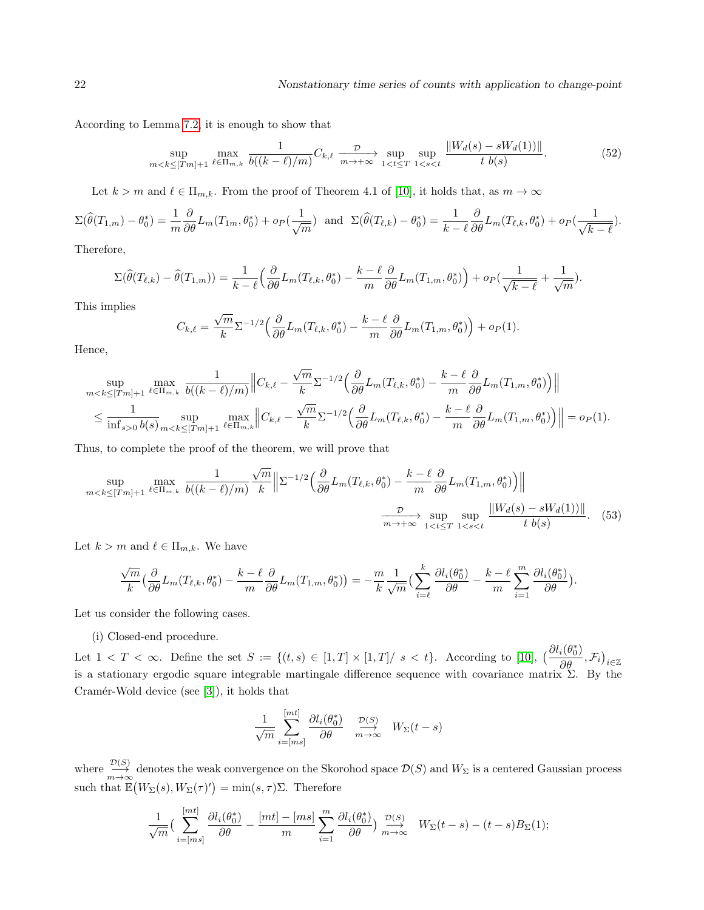According to Lemma 7.2, it is enough to show that

$$\sup_{m<k\leq [Tm]+1} \max_{\ell\in\Pi_{m,k}} \frac{1}{b((k-\ell)/m)} C_{k,\ell} \xrightarrow[m\to+\infty]{\mathcal{D}} \sup_{1<t\leq T} \sup_{1<s<t} \frac{\|W_d(s)-sW_d(1))\|}{t\ b(s)}. \tag{52}$$

Let $k>m$ and $\ell\in\Pi_{m,k}$. From the proof of Theorem 4.1 of [10], it holds that, as $m\to\infty$

$$\Sigma(\widehat{\theta}(T_{1,m})-\theta_0^*) = \frac{1}{m}\frac{\partial}{\partial\theta}L_m(T_{1m},\theta_0^*) + o_P(\frac{1}{\sqrt{m}}) \ \text{ and } \ \Sigma(\widehat{\theta}(T_{\ell,k})-\theta_0^*) = \frac{1}{k-\ell}\frac{\partial}{\partial\theta}L_m(T_{\ell,k},\theta_0^*) + o_P(\frac{1}{\sqrt{k-\ell}}).$$

Therefore,

$$\Sigma(\widehat{\theta}(T_{\ell,k})-\widehat{\theta}(T_{1,m})) = \frac{1}{k-\ell}\Big(\frac{\partial}{\partial\theta}L_m(T_{\ell,k},\theta_0^*) - \frac{k-\ell}{m}\frac{\partial}{\partial\theta}L_m(T_{1,m},\theta_0^*)\Big) + o_P(\frac{1}{\sqrt{k-\ell}}+\frac{1}{\sqrt{m}}).$$

This implies

$$C_{k,\ell} = \frac{\sqrt{m}}{k}\Sigma^{-1/2}\Big(\frac{\partial}{\partial\theta}L_m(T_{\ell,k},\theta_0^*) - \frac{k-\ell}{m}\frac{\partial}{\partial\theta}L_m(T_{1,m},\theta_0^*)\Big) + o_P(1).$$

Hence,

$$\begin{aligned}
&\sup_{m<k\leq [Tm]+1} \max_{\ell\in\Pi_{m,k}} \frac{1}{b((k-\ell)/m)}\Big\| C_{k,\ell} - \frac{\sqrt{m}}{k}\Sigma^{-1/2}\Big(\frac{\partial}{\partial\theta}L_m(T_{\ell,k},\theta_0^*) - \frac{k-\ell}{m}\frac{\partial}{\partial\theta}L_m(T_{1,m},\theta_0^*)\Big)\Big\| \\
&\leq \frac{1}{\inf_{s>0} b(s)} \sup_{m<k\leq [Tm]+1} \max_{\ell\in\Pi_{m,k}} \Big\| C_{k,\ell} - \frac{\sqrt{m}}{k}\Sigma^{-1/2}\Big(\frac{\partial}{\partial\theta}L_m(T_{\ell,k},\theta_0^*) - \frac{k-\ell}{m}\frac{\partial}{\partial\theta}L_m(T_{1,m},\theta_0^*)\Big)\Big\| = o_P(1).
\end{aligned}$$

Thus, to complete the proof of the theorem, we will prove that

$$\sup_{m<k\leq [Tm]+1} \max_{\ell\in\Pi_{m,k}} \frac{1}{b((k-\ell)/m)} \frac{\sqrt{m}}{k}\Big\|\Sigma^{-1/2}\Big(\frac{\partial}{\partial\theta}L_m(T_{\ell,k},\theta_0^*) - \frac{k-\ell}{m}\frac{\partial}{\partial\theta}L_m(T_{1,m},\theta_0^*)\Big)\Big\| \xrightarrow[m\to+\infty]{\mathcal{D}} \sup_{1<t\leq T} \sup_{1<s<t} \frac{\|W_d(s)-sW_d(1))\|}{t\ b(s)}. \tag{53}$$

Let $k>m$ and $\ell\in\Pi_{m,k}$. We have

$$\frac{\sqrt{m}}{k}\big(\frac{\partial}{\partial\theta}L_m(T_{\ell,k},\theta_0^*) - \frac{k-\ell}{m}\frac{\partial}{\partial\theta}L_m(T_{1,m},\theta_0^*)\big) = -\frac{m}{k}\frac{1}{\sqrt{m}}\big(\sum_{i=\ell}^{k}\frac{\partial l_i(\theta_0^*)}{\partial\theta} - \frac{k-\ell}{m}\sum_{i=1}^{m}\frac{\partial l_i(\theta_0^*)}{\partial\theta}\big).$$

Let us consider the following cases.

(i) Closed-end procedure.

Let $1<T<\infty$. Define the set $S:=\{(t,s)\in[1,T]\times[1,T]/\ s<t\}$. According to [10], $\big(\frac{\partial l_i(\theta_0^*)}{\partial\theta},\mathcal{F}_i\big)_{i\in\mathbb{Z}}$ is a stationary ergodic square integrable martingale difference sequence with covariance matrix $\Sigma$. By the Cramér-Wold device (see [3]), it holds that

$$\frac{1}{\sqrt{m}}\sum_{i=[ms]}^{[mt]}\frac{\partial l_i(\theta_0^*)}{\partial\theta} \ \underset{m\to\infty}{\overset{\mathcal{D}(S)}{\longrightarrow}} \ W_\Sigma(t-s)$$

where $\underset{m\to\infty}{\overset{\mathcal{D}(S)}{\longrightarrow}}$ denotes the weak convergence on the Skorohod space $\mathcal{D}(S)$ and $W_\Sigma$ is a centered Gaussian process such that $\mathbb{E}\big(W_\Sigma(s),W_\Sigma(\tau)'\big)=\min(s,\tau)\Sigma$. Therefore

$$\frac{1}{\sqrt{m}}\big(\sum_{i=[ms]}^{[mt]}\frac{\partial l_i(\theta_0^*)}{\partial\theta} - \frac{[mt]-[ms]}{m}\sum_{i=1}^{m}\frac{\partial l_i(\theta_0^*)}{\partial\theta}\big) \underset{m\to\infty}{\overset{\mathcal{D}(S)}{\longrightarrow}} \ W_\Sigma(t-s)-(t-s)B_\Sigma(1);$$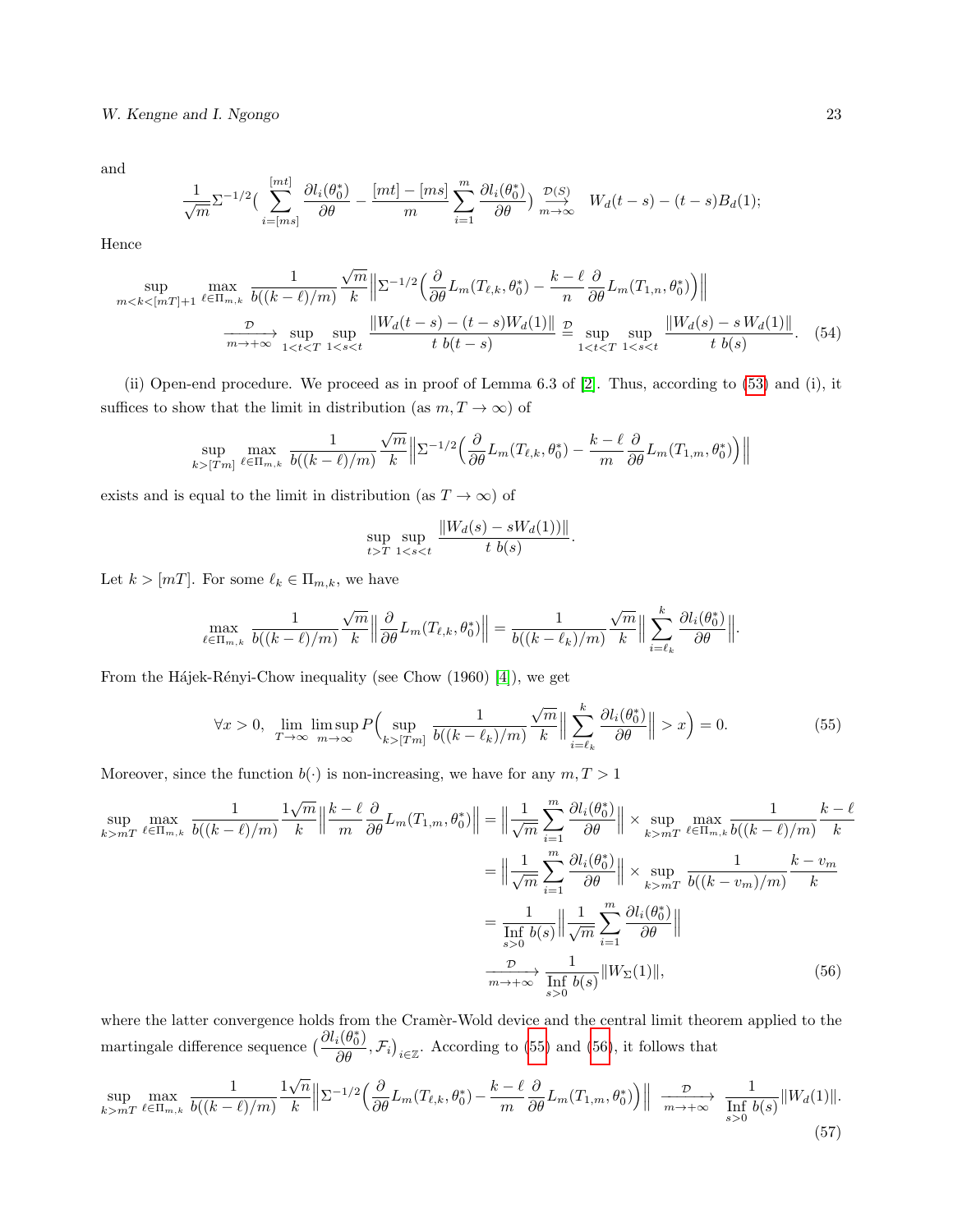and

$$\frac{1}{\sqrt{m}}\Sigma^{-1/2}\Big(\sum_{i=[ms]}^{[mt]}\frac{\partial l_i(\theta_0^*)}{\partial\theta}-\frac{[mt]-[ms]}{m}\sum_{i=1}^{m}\frac{\partial l_i(\theta_0^*)}{\partial\theta}\Big)\overset{\mathcal{D}(S)}{\underset{m\to\infty}{\longrightarrow}}\quad W_d(t-s)-(t-s)B_d(1);$$

Hence

$$\sup_{m<k<[mT]+1}\max_{\ell\in\Pi_{m,k}}\frac{1}{b((k-\ell)/m)}\frac{\sqrt{m}}{k}\Big\|\Sigma^{-1/2}\Big(\frac{\partial}{\partial\theta}L_m(T_{\ell,k},\theta_0^*)-\frac{k-\ell}{n}\frac{\partial}{\partial\theta}L_m(T_{1,n},\theta_0^*)\Big)\Big\|$$
$$\xrightarrow[m\to+\infty]{\mathcal{D}}\sup_{1<t<T}\sup_{1<s<t}\frac{\|W_d(t-s)-(t-s)W_d(1)\|}{t\ b(t-s)}\overset{\mathcal{D}}{=}\sup_{1<t<T}\sup_{1<s<t}\frac{\|W_d(s)-s\,W_d(1)\|}{t\ b(s)}. \quad (54)$$

(ii) Open-end procedure. We proceed as in proof of Lemma 6.3 of [2]. Thus, according to (53) and (i), it suffices to show that the limit in distribution (as $m,T\to\infty$) of

$$\sup_{k>[Tm]}\max_{\ell\in\Pi_{m,k}}\frac{1}{b((k-\ell)/m)}\frac{\sqrt{m}}{k}\Big\|\Sigma^{-1/2}\Big(\frac{\partial}{\partial\theta}L_m(T_{\ell,k},\theta_0^*)-\frac{k-\ell}{m}\frac{\partial}{\partial\theta}L_m(T_{1,m},\theta_0^*)\Big)\Big\|$$

exists and is equal to the limit in distribution (as $T\to\infty$) of

$$\sup_{t>T}\sup_{1<s<t}\frac{\|W_d(s)-sW_d(1))\|}{t\ b(s)}.$$

Let $k>[mT]$. For some $\ell_k\in\Pi_{m,k}$, we have

$$\max_{\ell\in\Pi_{m,k}}\frac{1}{b((k-\ell)/m)}\frac{\sqrt{m}}{k}\Big\|\frac{\partial}{\partial\theta}L_m(T_{\ell,k},\theta_0^*)\Big\|=\frac{1}{b((k-\ell_k)/m)}\frac{\sqrt{m}}{k}\Big\|\sum_{i=\ell_k}^{k}\frac{\partial l_i(\theta_0^*)}{\partial\theta}\Big\|.$$

From the Hájek-Rényi-Chow inequality (see Chow (1960) [4]), we get

$$\forall x>0,\ \lim_{T\to\infty}\limsup_{m\to\infty}P\Big(\sup_{k>[Tm]}\frac{1}{b((k-\ell_k)/m)}\frac{\sqrt{m}}{k}\Big\|\sum_{i=\ell_k}^{k}\frac{\partial l_i(\theta_0^*)}{\partial\theta}\Big\|>x\Big)=0. \quad (55)$$

Moreover, since the function $b(\cdot)$ is non-increasing, we have for any $m,T>1$

$$\begin{aligned}\sup_{k>mT}\max_{\ell\in\Pi_{m,k}}\frac{1}{b((k-\ell)/m)}\frac{1\sqrt{m}}{k}\Big\|\frac{k-\ell}{m}\frac{\partial}{\partial\theta}L_m(T_{1,m},\theta_0^*)\Big\|&=\Big\|\frac{1}{\sqrt{m}}\sum_{i=1}^{m}\frac{\partial l_i(\theta_0^*)}{\partial\theta}\Big\|\times\sup_{k>mT}\max_{\ell\in\Pi_{m,k}}\frac{1}{b((k-\ell)/m)}\frac{k-\ell}{k}\\&=\Big\|\frac{1}{\sqrt{m}}\sum_{i=1}^{m}\frac{\partial l_i(\theta_0^*)}{\partial\theta}\Big\|\times\sup_{k>mT}\frac{1}{b((k-v_m)/m)}\frac{k-v_m}{k}\\&=\frac{1}{\underset{s>0}{\operatorname{Inf}}\ b(s)}\Big\|\frac{1}{\sqrt{m}}\sum_{i=1}^{m}\frac{\partial l_i(\theta_0^*)}{\partial\theta}\Big\|\\&\xrightarrow[m\to+\infty]{\mathcal{D}}\frac{1}{\underset{s>0}{\operatorname{Inf}}\ b(s)}\|W_\Sigma(1)\|,\end{aligned} \quad (56)$$

where the latter convergence holds from the Cramèr-Wold device and the central limit theorem applied to the martingale difference sequence $\big(\frac{\partial l_i(\theta_0^*)}{\partial\theta},\mathcal{F}_i\big)_{i\in\mathbb{Z}}$. According to (55) and (56), it follows that

$$\sup_{k>mT}\max_{\ell\in\Pi_{m,k}}\frac{1}{b((k-\ell)/m)}\frac{1\sqrt{n}}{k}\Big\|\Sigma^{-1/2}\Big(\frac{\partial}{\partial\theta}L_m(T_{\ell,k},\theta_0^*)-\frac{k-\ell}{m}\frac{\partial}{\partial\theta}L_m(T_{1,m},\theta_0^*)\Big)\Big\|\ \xrightarrow[m\to+\infty]{\mathcal{D}}\ \frac{1}{\underset{s>0}{\operatorname{Inf}}\ b(s)}\|W_d(1)\|. \quad (57)$$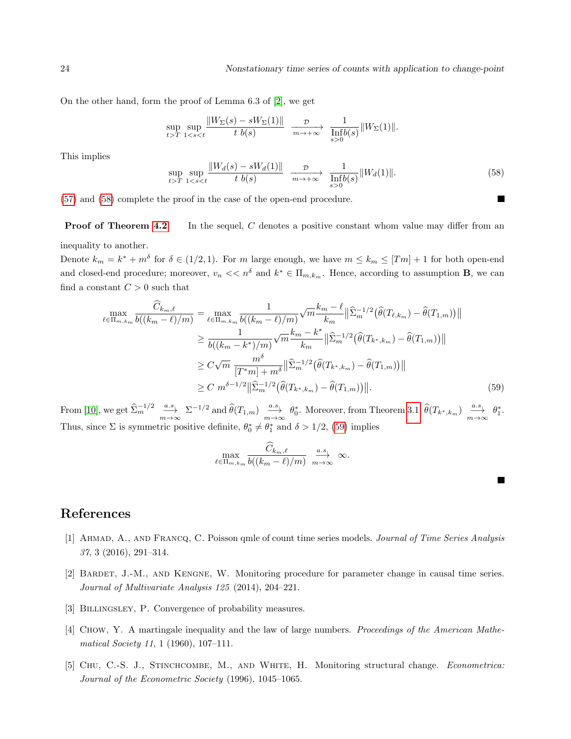On the other hand, form the proof of Lemma 6.3 of [2], we get

$$\sup_{t>T} \sup_{1<s<t} \frac{\|W_\Sigma(s) - sW_\Sigma(1)\|}{t\ b(s)} \ \xrightarrow[m\to+\infty]{\mathcal{D}} \ \frac{1}{\underset{s>0}{\operatorname{Inf}} b(s)} \|W_\Sigma(1)\|.$$

This implies

$$\sup_{t>T} \sup_{1<s<t} \frac{\|W_d(s) - sW_d(1)\|}{t\ b(s)} \ \xrightarrow[m\to+\infty]{\mathcal{D}} \ \frac{1}{\underset{s>0}{\operatorname{Inf}} b(s)} \|W_d(1)\|. \tag{58}$$

(57) and (58) complete the proof in the case of the open-end procedure. ■

**Proof of Theorem 4.2** In the sequel, $C$ denotes a positive constant whom value may differ from an inequality to another.

Denote $k_m = k^* + m^\delta$ for $\delta \in (1/2, 1)$. For $m$ large enough, we have $m \leq k_m \leq [Tm] + 1$ for both open-end and closed-end procedure; moreover, $v_n << n^\delta$ and $k^* \in \Pi_{m,k_m}$. Hence, according to assumption **B**, we can find a constant $C > 0$ such that

$$\begin{aligned}
\max_{\ell \in \Pi_{m,k_m}} \frac{\widehat{C}_{k_m,\ell}}{b((k_m-\ell)/m)} &= \max_{\ell \in \Pi_{m,k_m}} \frac{1}{b((k_m-\ell)/m)} \sqrt{m} \frac{k_m - \ell}{k_m} \big\| \widehat{\Sigma}_m^{-1/2} \big( \widehat{\theta}(T_{\ell,k_m}) - \widehat{\theta}(T_{1,m}) \big) \big\| \\
&\geq \frac{1}{b((k_m-k^*)/m)} \sqrt{m} \frac{k_m - k^*}{k_m} \big\| \widehat{\Sigma}_m^{-1/2} \big( \widehat{\theta}(T_{k^*,k_m}) - \widehat{\theta}(T_{1,m}) \big) \big\| \\
&\geq C\sqrt{m}\ \frac{m^\delta}{[T^*m] + m^\delta} \big\| \widehat{\Sigma}_m^{-1/2} \big( \widehat{\theta}(T_{k^*,k_m}) - \widehat{\theta}(T_{1,m}) \big) \big\| \\
&\geq C\ m^{\delta - 1/2} \big\| \widehat{\Sigma}_m^{-1/2} \big( \widehat{\theta}(T_{k^*,k_m}) - \widehat{\theta}(T_{1,m}) \big) \big\|.
\end{aligned} \tag{59}$$

From [10], we get $\widehat{\Sigma}_m^{-1/2} \xrightarrow[m\to\infty]{a.s.} \Sigma^{-1/2}$ and $\widehat{\theta}(T_{1,m}) \xrightarrow[m\to\infty]{a.s.} \theta_0^*$. Moreover, from Theorem 3.1 $\widehat{\theta}(T_{k^*,k_m}) \xrightarrow[m\to\infty]{a.s.} \theta_1^*$. Thus, since $\Sigma$ is symmetric positive definite, $\theta_0^* \neq \theta_1^*$ and $\delta > 1/2$, (59) implies

$$\max_{\ell \in \Pi_{m,k_m}} \frac{\widehat{C}_{k_m,\ell}}{b((k_m-\ell)/m)} \ \xrightarrow[m\to\infty]{a.s.} \ \infty.$$

■

# References

[1] Ahmad, A., and Francq, C. Poisson qmle of count time series models. *Journal of Time Series Analysis 37*, 3 (2016), 291–314.

[2] Bardet, J.-M., and Kengne, W. Monitoring procedure for parameter change in causal time series. *Journal of Multivariate Analysis 125* (2014), 204–221.

[3] Billingsley, P. Convergence of probability measures.

[4] Chow, Y. A martingale inequality and the law of large numbers. *Proceedings of the American Mathematical Society 11*, 1 (1960), 107–111.

[5] Chu, C.-S. J., Stinchcombe, M., and White, H. Monitoring structural change. *Econometrica: Journal of the Econometric Society* (1996), 1045–1065.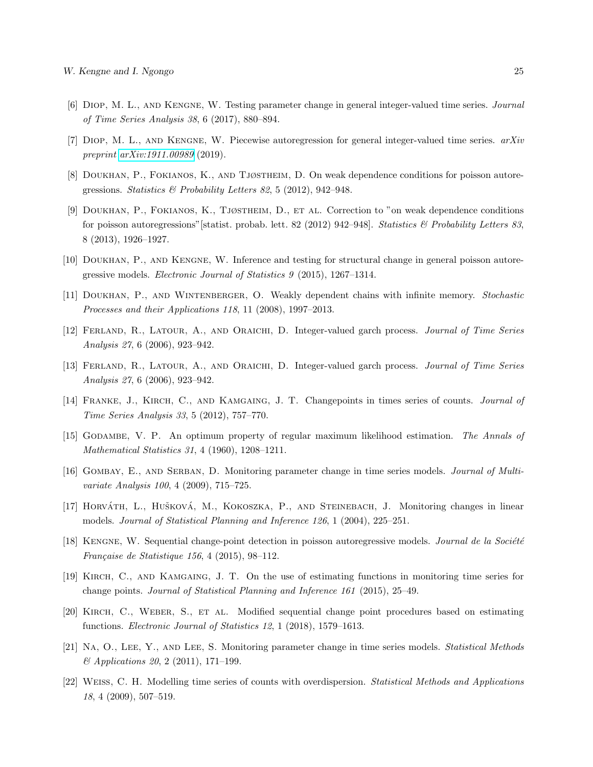[6] Diop, M. L., and Kengne, W. Testing parameter change in general integer-valued time series. *Journal of Time Series Analysis 38*, 6 (2017), 880–894.

[7] Diop, M. L., and Kengne, W. Piecewise autoregression for general integer-valued time series. *arXiv preprint arXiv:1911.00989* (2019).

[8] Doukhan, P., Fokianos, K., and Tjøstheim, D. On weak dependence conditions for poisson autoregressions. *Statistics & Probability Letters 82*, 5 (2012), 942–948.

[9] Doukhan, P., Fokianos, K., Tjøstheim, D., et al. Correction to "on weak dependence conditions for poisson autoregressions"[statist. probab. lett. 82 (2012) 942–948]. *Statistics & Probability Letters 83*, 8 (2013), 1926–1927.

[10] Doukhan, P., and Kengne, W. Inference and testing for structural change in general poisson autoregressive models. *Electronic Journal of Statistics 9* (2015), 1267–1314.

[11] Doukhan, P., and Wintenberger, O. Weakly dependent chains with infinite memory. *Stochastic Processes and their Applications 118*, 11 (2008), 1997–2013.

[12] Ferland, R., Latour, A., and Oraichi, D. Integer-valued garch process. *Journal of Time Series Analysis 27*, 6 (2006), 923–942.

[13] Ferland, R., Latour, A., and Oraichi, D. Integer-valued garch process. *Journal of Time Series Analysis 27*, 6 (2006), 923–942.

[14] Franke, J., Kirch, C., and Kamgaing, J. T. Changepoints in times series of counts. *Journal of Time Series Analysis 33*, 5 (2012), 757–770.

[15] Godambe, V. P. An optimum property of regular maximum likelihood estimation. *The Annals of Mathematical Statistics 31*, 4 (1960), 1208–1211.

[16] Gombay, E., and Serban, D. Monitoring parameter change in time series models. *Journal of Multivariate Analysis 100*, 4 (2009), 715–725.

[17] Horváth, L., Hušková, M., Kokoszka, P., and Steinebach, J. Monitoring changes in linear models. *Journal of Statistical Planning and Inference 126*, 1 (2004), 225–251.

[18] Kengne, W. Sequential change-point detection in poisson autoregressive models. *Journal de la Société Française de Statistique 156*, 4 (2015), 98–112.

[19] Kirch, C., and Kamgaing, J. T. On the use of estimating functions in monitoring time series for change points. *Journal of Statistical Planning and Inference 161* (2015), 25–49.

[20] Kirch, C., Weber, S., et al. Modified sequential change point procedures based on estimating functions. *Electronic Journal of Statistics 12*, 1 (2018), 1579–1613.

[21] Na, O., Lee, Y., and Lee, S. Monitoring parameter change in time series models. *Statistical Methods & Applications 20*, 2 (2011), 171–199.

[22] Weiss, C. H. Modelling time series of counts with overdispersion. *Statistical Methods and Applications 18*, 4 (2009), 507–519.